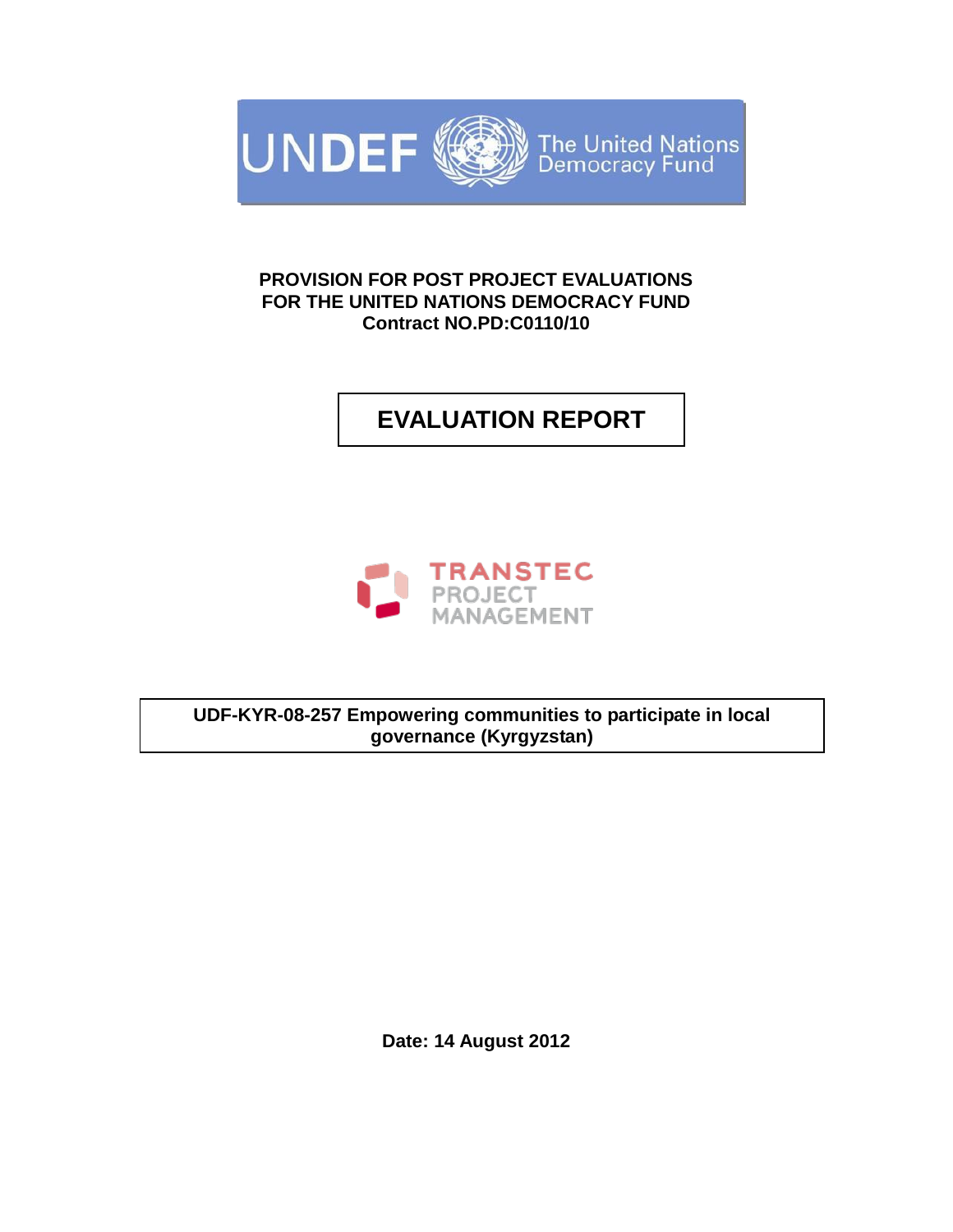UNDEF The United Nations Democracy Fund

**PROVISION FOR POST PROJECT EVALUATIONS FOR THE UNITED NATIONS DEMOCRACY FUND**
**Contract NO.PD:C0110/10**

# EVALUATION REPORT

TRANSTEC PROJECT MANAGEMENT

**UDF-KYR-08-257 Empowering communities to participate in local governance (Kyrgyzstan)**

**Date: 14 August 2012**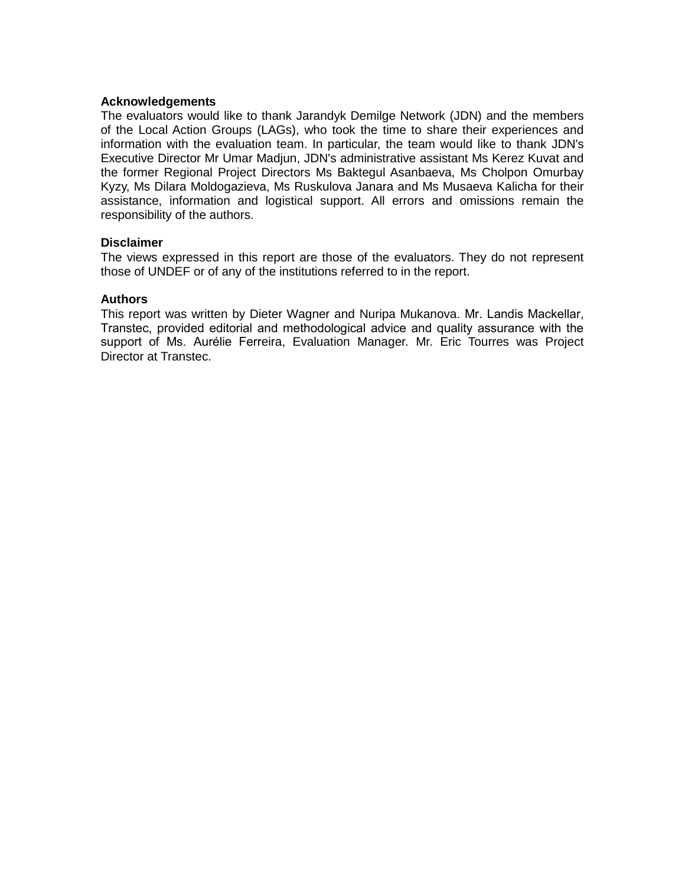**Acknowledgements**

The evaluators would like to thank Jarandyk Demilge Network (JDN) and the members of the Local Action Groups (LAGs), who took the time to share their experiences and information with the evaluation team. In particular, the team would like to thank JDN's Executive Director Mr Umar Madjun, JDN's administrative assistant Ms Kerez Kuvat and the former Regional Project Directors Ms Baktegul Asanbaeva, Ms Cholpon Omurbay Kyzy, Ms Dilara Moldogazieva, Ms Ruskulova Janara and Ms Musaeva Kalicha for their assistance, information and logistical support. All errors and omissions remain the responsibility of the authors.

**Disclaimer**

The views expressed in this report are those of the evaluators. They do not represent those of UNDEF or of any of the institutions referred to in the report.

**Authors**

This report was written by Dieter Wagner and Nuripa Mukanova. Mr. Landis Mackellar, Transtec, provided editorial and methodological advice and quality assurance with the support of Ms. Aurélie Ferreira, Evaluation Manager. Mr. Eric Tourres was Project Director at Transtec.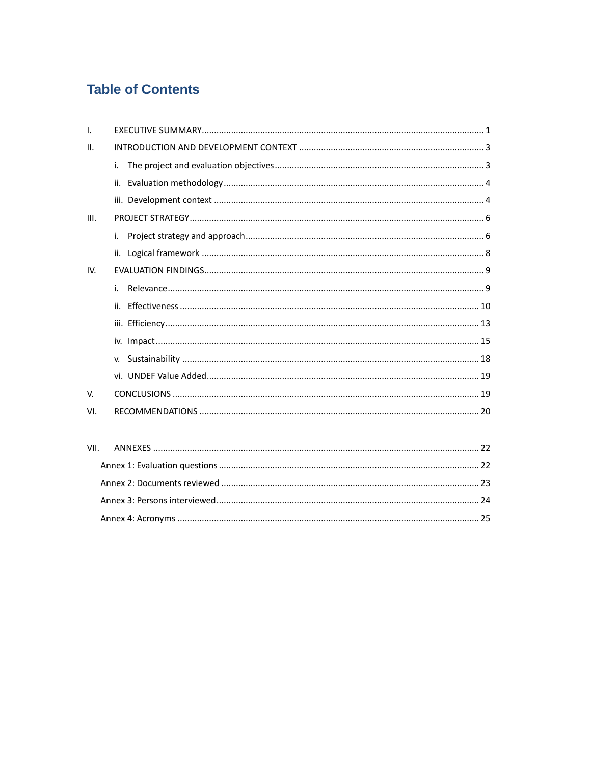# Table of Contents

I. EXECUTIVE SUMMARY .................................................. 1

II. INTRODUCTION AND DEVELOPMENT CONTEXT .................................................. 3

- i. The project and evaluation objectives .................................................. 3
- ii. Evaluation methodology .................................................. 4
- iii. Development context .................................................. 4

III. PROJECT STRATEGY .................................................. 6

- i. Project strategy and approach .................................................. 6
- ii. Logical framework .................................................. 8

IV. EVALUATION FINDINGS .................................................. 9

- i. Relevance .................................................. 9
- ii. Effectiveness .................................................. 10
- iii. Efficiency .................................................. 13
- iv. Impact .................................................. 15
- v. Sustainability .................................................. 18
- vi. UNDEF Value Added .................................................. 19

V. CONCLUSIONS .................................................. 19

VI. RECOMMENDATIONS .................................................. 20

VII. ANNEXES .................................................. 22

Annex 1: Evaluation questions .................................................. 22

Annex 2: Documents reviewed .................................................. 23

Annex 3: Persons interviewed .................................................. 24

Annex 4: Acronyms .................................................. 25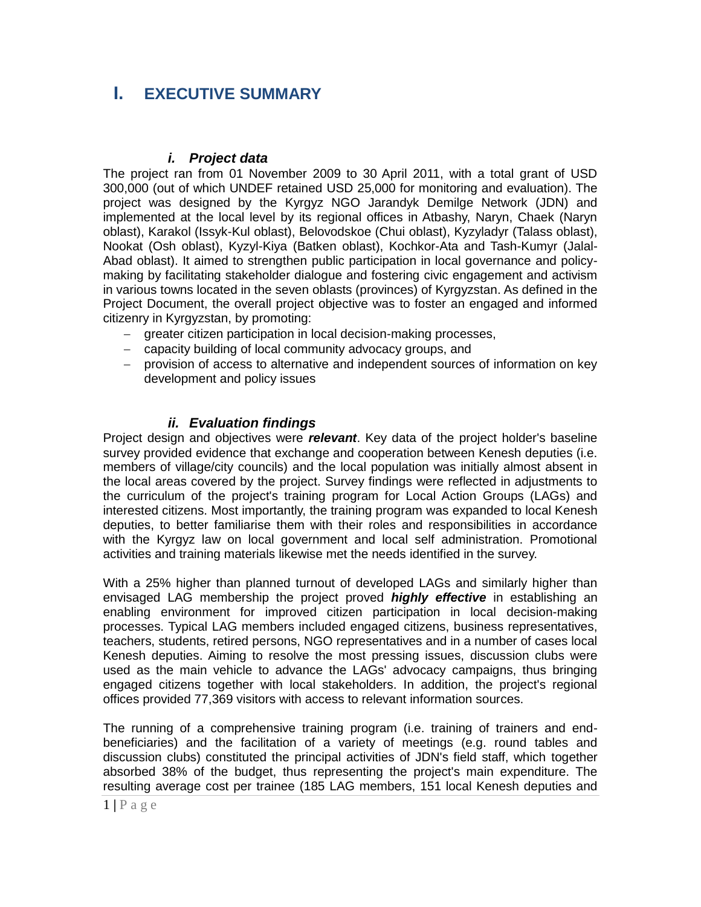# I. EXECUTIVE SUMMARY

### *i. Project data*

The project ran from 01 November 2009 to 30 April 2011, with a total grant of USD 300,000 (out of which UNDEF retained USD 25,000 for monitoring and evaluation). The project was designed by the Kyrgyz NGO Jarandyk Demilge Network (JDN) and implemented at the local level by its regional offices in Atbashy, Naryn, Chaek (Naryn oblast), Karakol (Issyk-Kul oblast), Belovodskoe (Chui oblast), Kyzyladyr (Talass oblast), Nookat (Osh oblast), Kyzyl-Kiya (Batken oblast), Kochkor-Ata and Tash-Kumyr (Jalal-Abad oblast). It aimed to strengthen public participation in local governance and policy-making by facilitating stakeholder dialogue and fostering civic engagement and activism in various towns located in the seven oblasts (provinces) of Kyrgyzstan. As defined in the Project Document, the overall project objective was to foster an engaged and informed citizenry in Kyrgyzstan, by promoting:

- greater citizen participation in local decision-making processes,
- capacity building of local community advocacy groups, and
- provision of access to alternative and independent sources of information on key development and policy issues

### *ii. Evaluation findings*

Project design and objectives were ***relevant***. Key data of the project holder's baseline survey provided evidence that exchange and cooperation between Kenesh deputies (i.e. members of village/city councils) and the local population was initially almost absent in the local areas covered by the project. Survey findings were reflected in adjustments to the curriculum of the project's training program for Local Action Groups (LAGs) and interested citizens. Most importantly, the training program was expanded to local Kenesh deputies, to better familiarise them with their roles and responsibilities in accordance with the Kyrgyz law on local government and local self administration. Promotional activities and training materials likewise met the needs identified in the survey.

With a 25% higher than planned turnout of developed LAGs and similarly higher than envisaged LAG membership the project proved ***highly effective*** in establishing an enabling environment for improved citizen participation in local decision-making processes. Typical LAG members included engaged citizens, business representatives, teachers, students, retired persons, NGO representatives and in a number of cases local Kenesh deputies. Aiming to resolve the most pressing issues, discussion clubs were used as the main vehicle to advance the LAGs' advocacy campaigns, thus bringing engaged citizens together with local stakeholders. In addition, the project's regional offices provided 77,369 visitors with access to relevant information sources.

The running of a comprehensive training program (i.e. training of trainers and end-beneficiaries) and the facilitation of a variety of meetings (e.g. round tables and discussion clubs) constituted the principal activities of JDN's field staff, which together absorbed 38% of the budget, thus representing the project's main expenditure. The resulting average cost per trainee (185 LAG members, 151 local Kenesh deputies and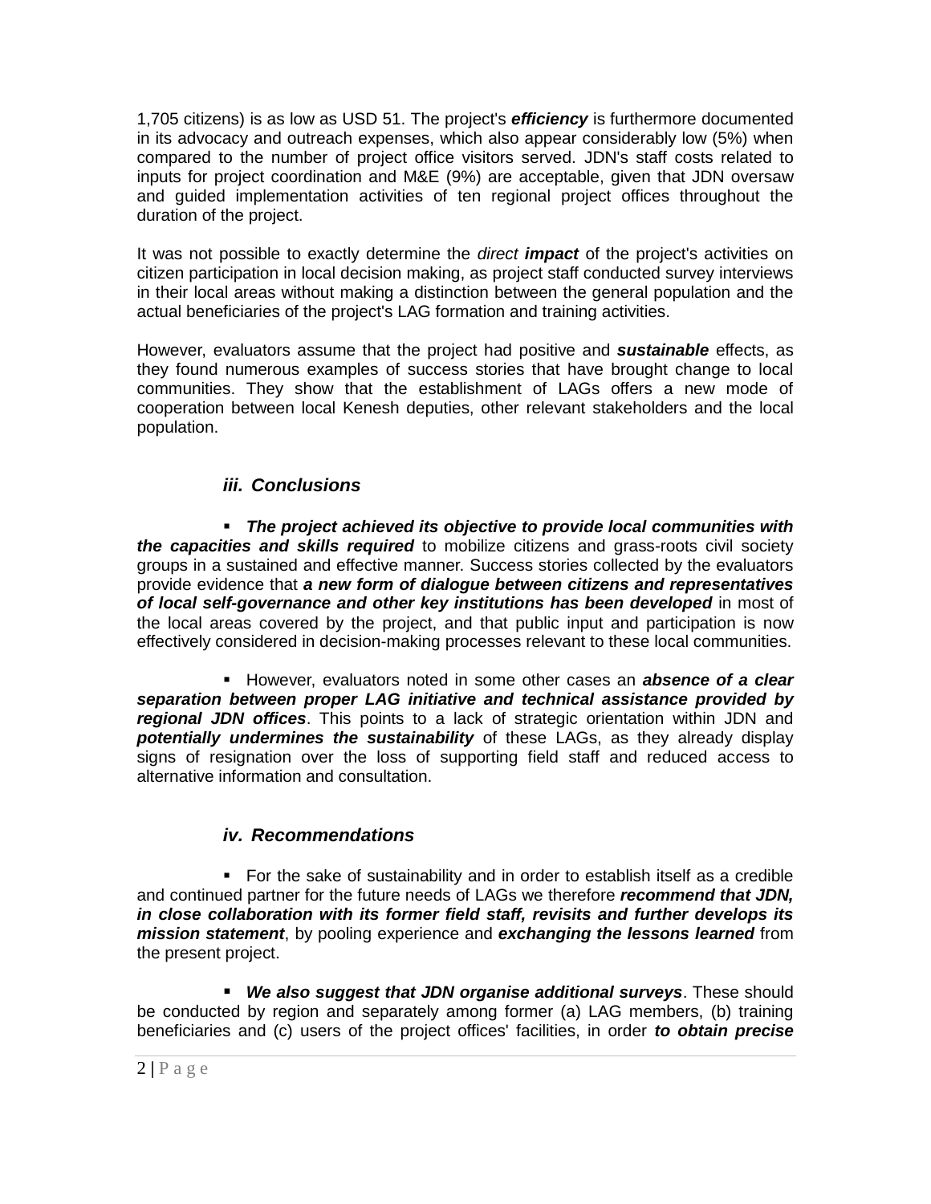1,705 citizens) is as low as USD 51. The project's ***efficiency*** is furthermore documented in its advocacy and outreach expenses, which also appear considerably low (5%) when compared to the number of project office visitors served. JDN's staff costs related to inputs for project coordination and M&E (9%) are acceptable, given that JDN oversaw and guided implementation activities of ten regional project offices throughout the duration of the project.

It was not possible to exactly determine the *direct* ***impact*** of the project's activities on citizen participation in local decision making, as project staff conducted survey interviews in their local areas without making a distinction between the general population and the actual beneficiaries of the project's LAG formation and training activities.

However, evaluators assume that the project had positive and ***sustainable*** effects, as they found numerous examples of success stories that have brought change to local communities. They show that the establishment of LAGs offers a new mode of cooperation between local Kenesh deputies, other relevant stakeholders and the local population.

### *iii. Conclusions*

- ***The project achieved its objective to provide local communities with the capacities and skills required*** to mobilize citizens and grass-roots civil society groups in a sustained and effective manner. Success stories collected by the evaluators provide evidence that ***a new form of dialogue between citizens and representatives of local self-governance and other key institutions has been developed*** in most of the local areas covered by the project, and that public input and participation is now effectively considered in decision-making processes relevant to these local communities.

- However, evaluators noted in some other cases an ***absence of a clear separation between proper LAG initiative and technical assistance provided by regional JDN offices***. This points to a lack of strategic orientation within JDN and ***potentially undermines the sustainability*** of these LAGs, as they already display signs of resignation over the loss of supporting field staff and reduced access to alternative information and consultation.

### *iv. Recommendations*

- For the sake of sustainability and in order to establish itself as a credible and continued partner for the future needs of LAGs we therefore ***recommend that JDN, in close collaboration with its former field staff, revisits and further develops its mission statement***, by pooling experience and ***exchanging the lessons learned*** from the present project.

- ***We also suggest that JDN organise additional surveys***. These should be conducted by region and separately among former (a) LAG members, (b) training beneficiaries and (c) users of the project offices' facilities, in order ***to obtain precise***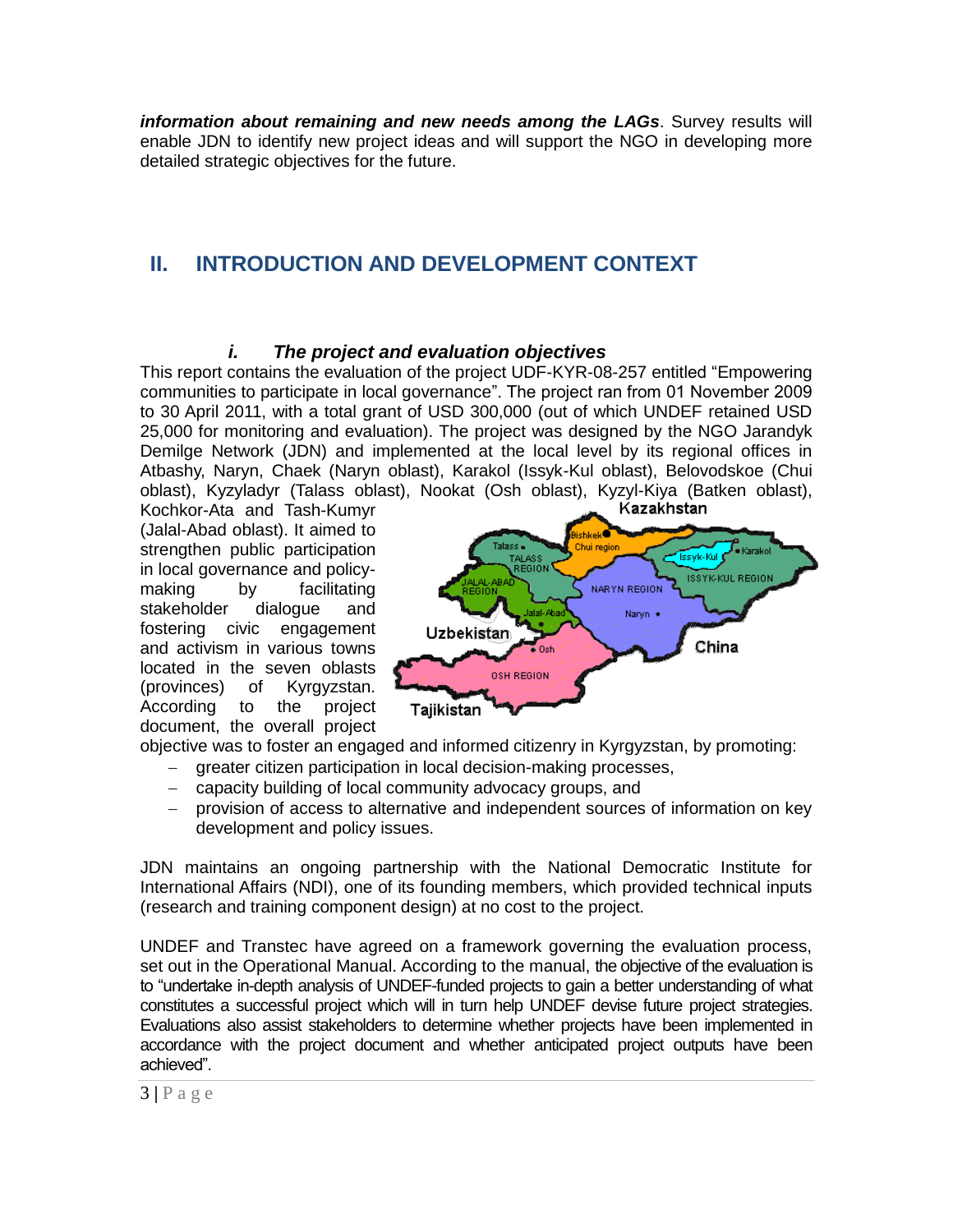***information about remaining and new needs among the LAGs***. Survey results will enable JDN to identify new project ideas and will support the NGO in developing more detailed strategic objectives for the future.

# II. INTRODUCTION AND DEVELOPMENT CONTEXT

### *i. The project and evaluation objectives*

This report contains the evaluation of the project UDF-KYR-08-257 entitled "Empowering communities to participate in local governance". The project ran from 01 November 2009 to 30 April 2011, with a total grant of USD 300,000 (out of which UNDEF retained USD 25,000 for monitoring and evaluation). The project was designed by the NGO Jarandyk Demilge Network (JDN) and implemented at the local level by its regional offices in Atbashy, Naryn, Chaek (Naryn oblast), Karakol (Issyk-Kul oblast), Belovodskoe (Chui oblast), Kyzyladyr (Talass oblast), Nookat (Osh oblast), Kyzyl-Kiya (Batken oblast), Kochkor-Ata and Tash-Kumyr (Jalal-Abad oblast). It aimed to strengthen public participation in local governance and policy-making by facilitating stakeholder dialogue and fostering civic engagement and activism in various towns located in the seven oblasts (provinces) of Kyrgyzstan. According to the project document, the overall project objective was to foster an engaged and informed citizenry in Kyrgyzstan, by promoting:

- greater citizen participation in local decision-making processes,
- capacity building of local community advocacy groups, and
- provision of access to alternative and independent sources of information on key development and policy issues.

JDN maintains an ongoing partnership with the National Democratic Institute for International Affairs (NDI), one of its founding members, which provided technical inputs (research and training component design) at no cost to the project.

UNDEF and Transtec have agreed on a framework governing the evaluation process, set out in the Operational Manual. According to the manual, the objective of the evaluation is to "undertake in-depth analysis of UNDEF-funded projects to gain a better understanding of what constitutes a successful project which will in turn help UNDEF devise future project strategies. Evaluations also assist stakeholders to determine whether projects have been implemented in accordance with the project document and whether anticipated project outputs have been achieved".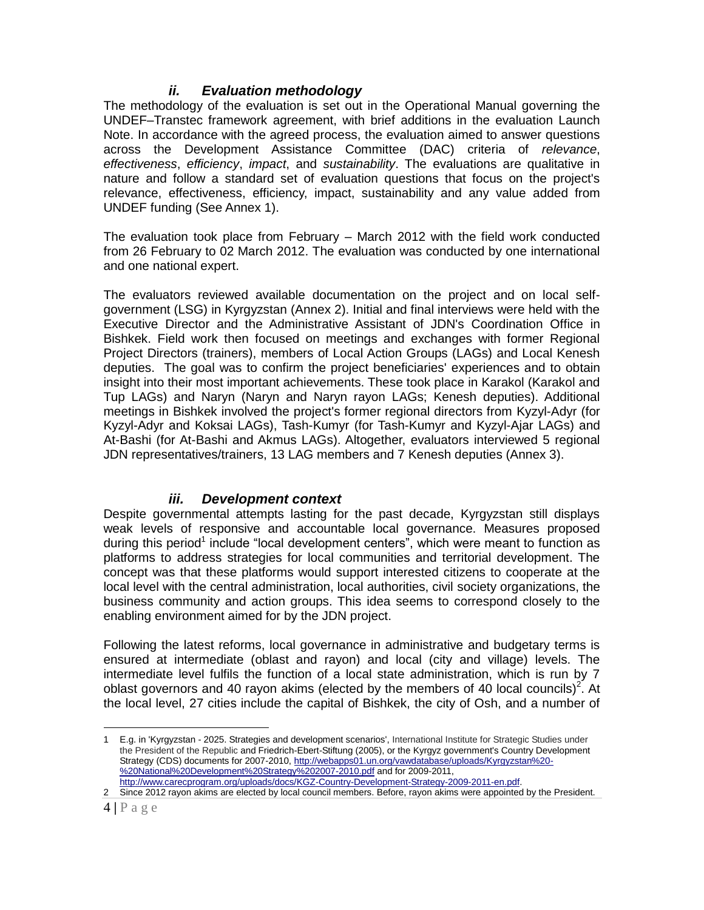### *ii. Evaluation methodology*

The methodology of the evaluation is set out in the Operational Manual governing the UNDEF–Transtec framework agreement, with brief additions in the evaluation Launch Note. In accordance with the agreed process, the evaluation aimed to answer questions across the Development Assistance Committee (DAC) criteria of *relevance*, *effectiveness*, *efficiency*, *impact*, and *sustainability*. The evaluations are qualitative in nature and follow a standard set of evaluation questions that focus on the project's relevance, effectiveness, efficiency, impact, sustainability and any value added from UNDEF funding (See Annex 1).

The evaluation took place from February – March 2012 with the field work conducted from 26 February to 02 March 2012. The evaluation was conducted by one international and one national expert.

The evaluators reviewed available documentation on the project and on local self-government (LSG) in Kyrgyzstan (Annex 2). Initial and final interviews were held with the Executive Director and the Administrative Assistant of JDN's Coordination Office in Bishkek. Field work then focused on meetings and exchanges with former Regional Project Directors (trainers), members of Local Action Groups (LAGs) and Local Kenesh deputies. The goal was to confirm the project beneficiaries' experiences and to obtain insight into their most important achievements. These took place in Karakol (Karakol and Tup LAGs) and Naryn (Naryn and Naryn rayon LAGs; Kenesh deputies). Additional meetings in Bishkek involved the project's former regional directors from Kyzyl-Adyr (for Kyzyl-Adyr and Koksai LAGs), Tash-Kumyr (for Tash-Kumyr and Kyzyl-Ajar LAGs) and At-Bashi (for At-Bashi and Akmus LAGs). Altogether, evaluators interviewed 5 regional JDN representatives/trainers, 13 LAG members and 7 Kenesh deputies (Annex 3).

### *iii. Development context*

Despite governmental attempts lasting for the past decade, Kyrgyzstan still displays weak levels of responsive and accountable local governance. Measures proposed during this period[1] include "local development centers", which were meant to function as platforms to address strategies for local communities and territorial development. The concept was that these platforms would support interested citizens to cooperate at the local level with the central administration, local authorities, civil society organizations, the business community and action groups. This idea seems to correspond closely to the enabling environment aimed for by the JDN project.

Following the latest reforms, local governance in administrative and budgetary terms is ensured at intermediate (oblast and rayon) and local (city and village) levels. The intermediate level fulfils the function of a local state administration, which is run by 7 oblast governors and 40 rayon akims (elected by the members of 40 local councils)[2]. At the local level, 27 cities include the capital of Bishkek, the city of Osh, and a number of

---

1 E.g. in 'Kyrgyzstan - 2025. Strategies and development scenarios', International Institute for Strategic Studies under the President of the Republic and Friedrich-Ebert-Stiftung (2005), or the Kyrgyz government's Country Development Strategy (CDS) documents for 2007-2010, http://webapps01.un.org/vawdatabase/uploads/Kyrgyzstan%20-%20National%20Development%20Strategy%202007-2010.pdf and for 2009-2011, http://www.carecprogram.org/uploads/docs/KGZ-Country-Development-Strategy-2009-2011-en.pdf.

2 Since 2012 rayon akims are elected by local council members. Before, rayon akims were appointed by the President.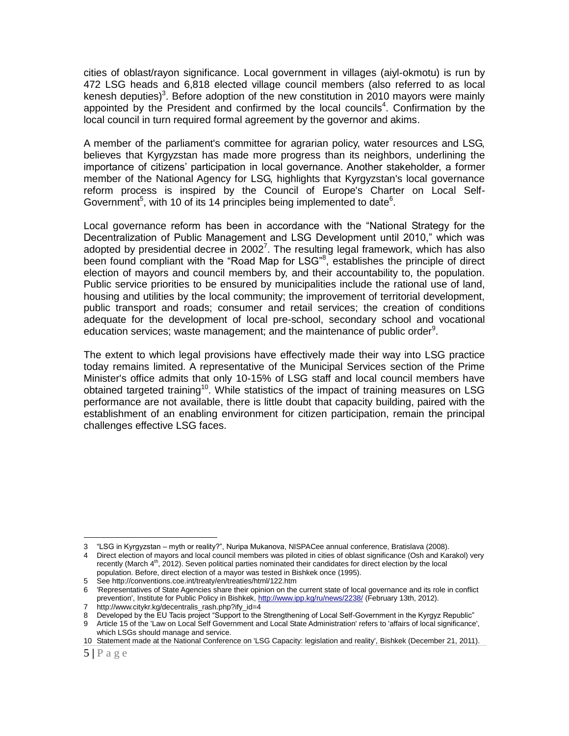cities of oblast/rayon significance. Local government in villages (aiyl-okmotu) is run by 472 LSG heads and 6,818 elected village council members (also referred to as local kenesh deputies)[3]. Before adoption of the new constitution in 2010 mayors were mainly appointed by the President and confirmed by the local councils[4]. Confirmation by the local council in turn required formal agreement by the governor and akims.

A member of the parliament's committee for agrarian policy, water resources and LSG, believes that Kyrgyzstan has made more progress than its neighbors, underlining the importance of citizens' participation in local governance. Another stakeholder, a former member of the National Agency for LSG, highlights that Kyrgyzstan's local governance reform process is inspired by the Council of Europe's Charter on Local Self-Government[5], with 10 of its 14 principles being implemented to date[6].

Local governance reform has been in accordance with the "National Strategy for the Decentralization of Public Management and LSG Development until 2010," which was adopted by presidential decree in 2002[7]. The resulting legal framework, which has also been found compliant with the "Road Map for LSG"[8], establishes the principle of direct election of mayors and council members by, and their accountability to, the population. Public service priorities to be ensured by municipalities include the rational use of land, housing and utilities by the local community; the improvement of territorial development, public transport and roads; consumer and retail services; the creation of conditions adequate for the development of local pre-school, secondary school and vocational education services; waste management; and the maintenance of public order[9].

The extent to which legal provisions have effectively made their way into LSG practice today remains limited. A representative of the Municipal Services section of the Prime Minister's office admits that only 10-15% of LSG staff and local council members have obtained targeted training[10]. While statistics of the impact of training measures on LSG performance are not available, there is little doubt that capacity building, paired with the establishment of an enabling environment for citizen participation, remain the principal challenges effective LSG faces.

---

3 "LSG in Kyrgyzstan – myth or reality?", Nuripa Mukanova, NISPACee annual conference, Bratislava (2008).

4 Direct election of mayors and local council members was piloted in cities of oblast significance (Osh and Karakol) very recently (March 4th, 2012). Seven political parties nominated their candidates for direct election by the local population. Before, direct election of a mayor was tested in Bishkek once (1995).

5 See http://conventions.coe.int/treaty/en/treaties/html/122.htm

6 'Representatives of State Agencies share their opinion on the current state of local governance and its role in conflict prevention', Institute for Public Policy in Bishkek, http://www.ipp.kg/ru/news/2238/ (February 13th, 2012).

7 http://www.citykr.kg/decentralis_rash.php?ify_id=4

8 Developed by the EU Tacis project "Support to the Strengthening of Local Self-Government in the Kyrgyz Republic"

9 Article 15 of the 'Law on Local Self Government and Local State Administration' refers to 'affairs of local significance', which LSGs should manage and service.

10 Statement made at the National Conference on 'LSG Capacity: legislation and reality', Bishkek (December 21, 2011).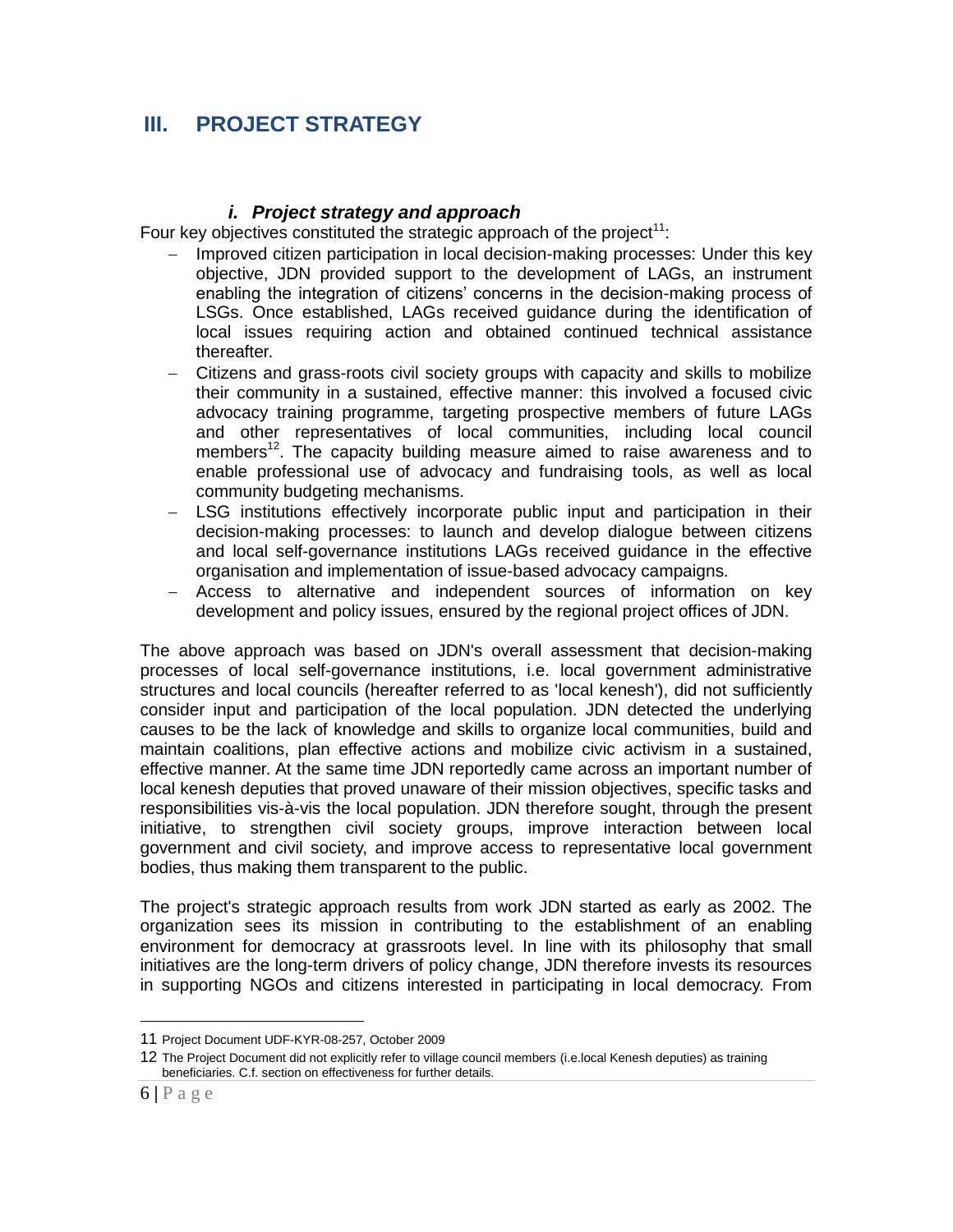## III. PROJECT STRATEGY

### *i. Project strategy and approach*

Four key objectives constituted the strategic approach of the project[11]:

- Improved citizen participation in local decision-making processes: Under this key objective, JDN provided support to the development of LAGs, an instrument enabling the integration of citizens' concerns in the decision-making process of LSGs. Once established, LAGs received guidance during the identification of local issues requiring action and obtained continued technical assistance thereafter.
- Citizens and grass-roots civil society groups with capacity and skills to mobilize their community in a sustained, effective manner: this involved a focused civic advocacy training programme, targeting prospective members of future LAGs and other representatives of local communities, including local council members[12]. The capacity building measure aimed to raise awareness and to enable professional use of advocacy and fundraising tools, as well as local community budgeting mechanisms.
- LSG institutions effectively incorporate public input and participation in their decision-making processes: to launch and develop dialogue between citizens and local self-governance institutions LAGs received guidance in the effective organisation and implementation of issue-based advocacy campaigns.
- Access to alternative and independent sources of information on key development and policy issues, ensured by the regional project offices of JDN.

The above approach was based on JDN's overall assessment that decision-making processes of local self-governance institutions, i.e. local government administrative structures and local councils (hereafter referred to as 'local kenesh'), did not sufficiently consider input and participation of the local population. JDN detected the underlying causes to be the lack of knowledge and skills to organize local communities, build and maintain coalitions, plan effective actions and mobilize civic activism in a sustained, effective manner. At the same time JDN reportedly came across an important number of local kenesh deputies that proved unaware of their mission objectives, specific tasks and responsibilities vis-à-vis the local population. JDN therefore sought, through the present initiative, to strengthen civil society groups, improve interaction between local government and civil society, and improve access to representative local government bodies, thus making them transparent to the public.

The project's strategic approach results from work JDN started as early as 2002. The organization sees its mission in contributing to the establishment of an enabling environment for democracy at grassroots level. In line with its philosophy that small initiatives are the long-term drivers of policy change, JDN therefore invests its resources in supporting NGOs and citizens interested in participating in local democracy. From

---

11 Project Document UDF-KYR-08-257, October 2009

12 The Project Document did not explicitly refer to village council members (i.e.local Kenesh deputies) as training beneficiaries. C.f. section on effectiveness for further details.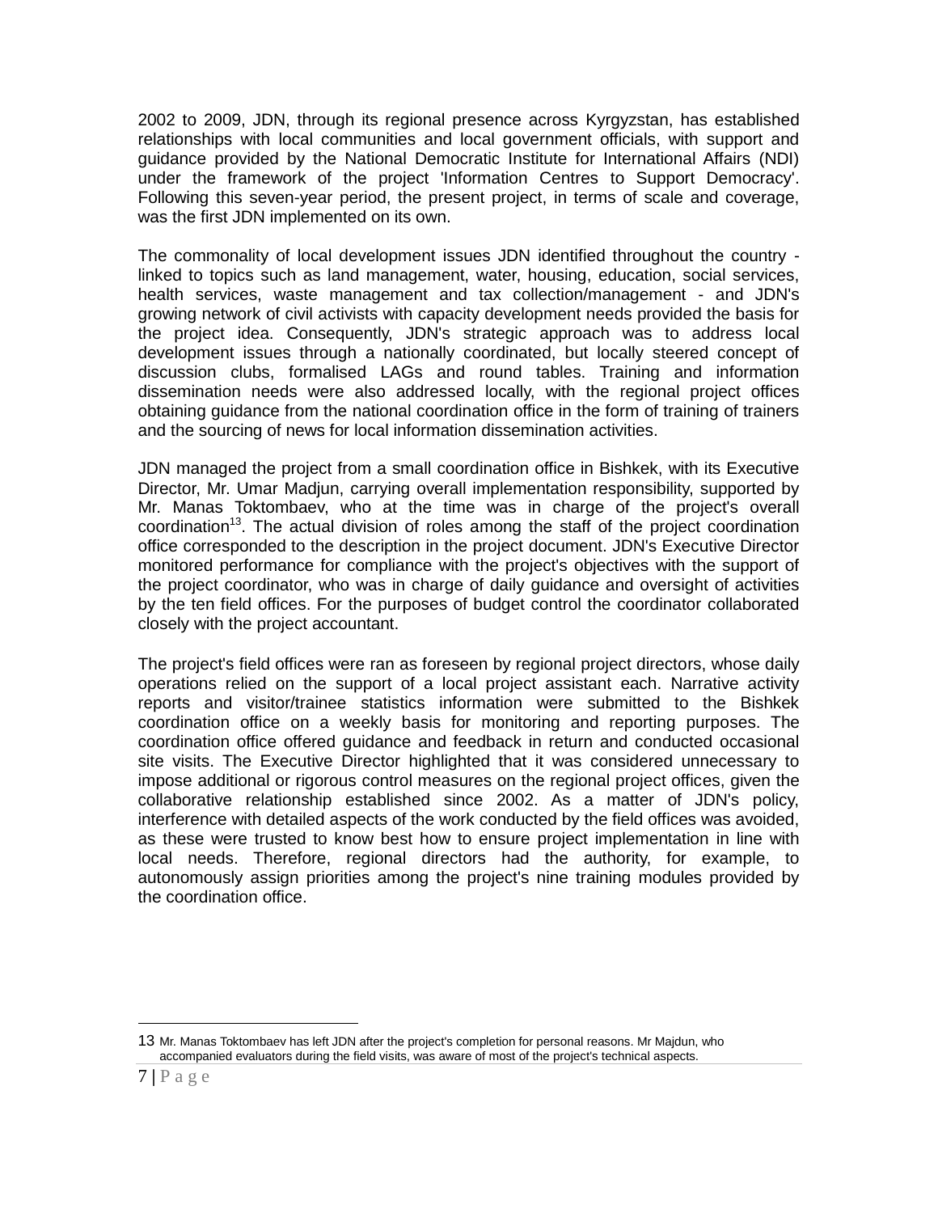2002 to 2009, JDN, through its regional presence across Kyrgyzstan, has established relationships with local communities and local government officials, with support and guidance provided by the National Democratic Institute for International Affairs (NDI) under the framework of the project 'Information Centres to Support Democracy'. Following this seven-year period, the present project, in terms of scale and coverage, was the first JDN implemented on its own.

The commonality of local development issues JDN identified throughout the country - linked to topics such as land management, water, housing, education, social services, health services, waste management and tax collection/management - and JDN's growing network of civil activists with capacity development needs provided the basis for the project idea. Consequently, JDN's strategic approach was to address local development issues through a nationally coordinated, but locally steered concept of discussion clubs, formalised LAGs and round tables. Training and information dissemination needs were also addressed locally, with the regional project offices obtaining guidance from the national coordination office in the form of training of trainers and the sourcing of news for local information dissemination activities.

JDN managed the project from a small coordination office in Bishkek, with its Executive Director, Mr. Umar Madjun, carrying overall implementation responsibility, supported by Mr. Manas Toktombaev, who at the time was in charge of the project's overall coordination[13]. The actual division of roles among the staff of the project coordination office corresponded to the description in the project document. JDN's Executive Director monitored performance for compliance with the project's objectives with the support of the project coordinator, who was in charge of daily guidance and oversight of activities by the ten field offices. For the purposes of budget control the coordinator collaborated closely with the project accountant.

The project's field offices were ran as foreseen by regional project directors, whose daily operations relied on the support of a local project assistant each. Narrative activity reports and visitor/trainee statistics information were submitted to the Bishkek coordination office on a weekly basis for monitoring and reporting purposes. The coordination office offered guidance and feedback in return and conducted occasional site visits. The Executive Director highlighted that it was considered unnecessary to impose additional or rigorous control measures on the regional project offices, given the collaborative relationship established since 2002. As a matter of JDN's policy, interference with detailed aspects of the work conducted by the field offices was avoided, as these were trusted to know best how to ensure project implementation in line with local needs. Therefore, regional directors had the authority, for example, to autonomously assign priorities among the project's nine training modules provided by the coordination office.

---

[13] Mr. Manas Toktombaev has left JDN after the project's completion for personal reasons. Mr Majdun, who accompanied evaluators during the field visits, was aware of most of the project's technical aspects.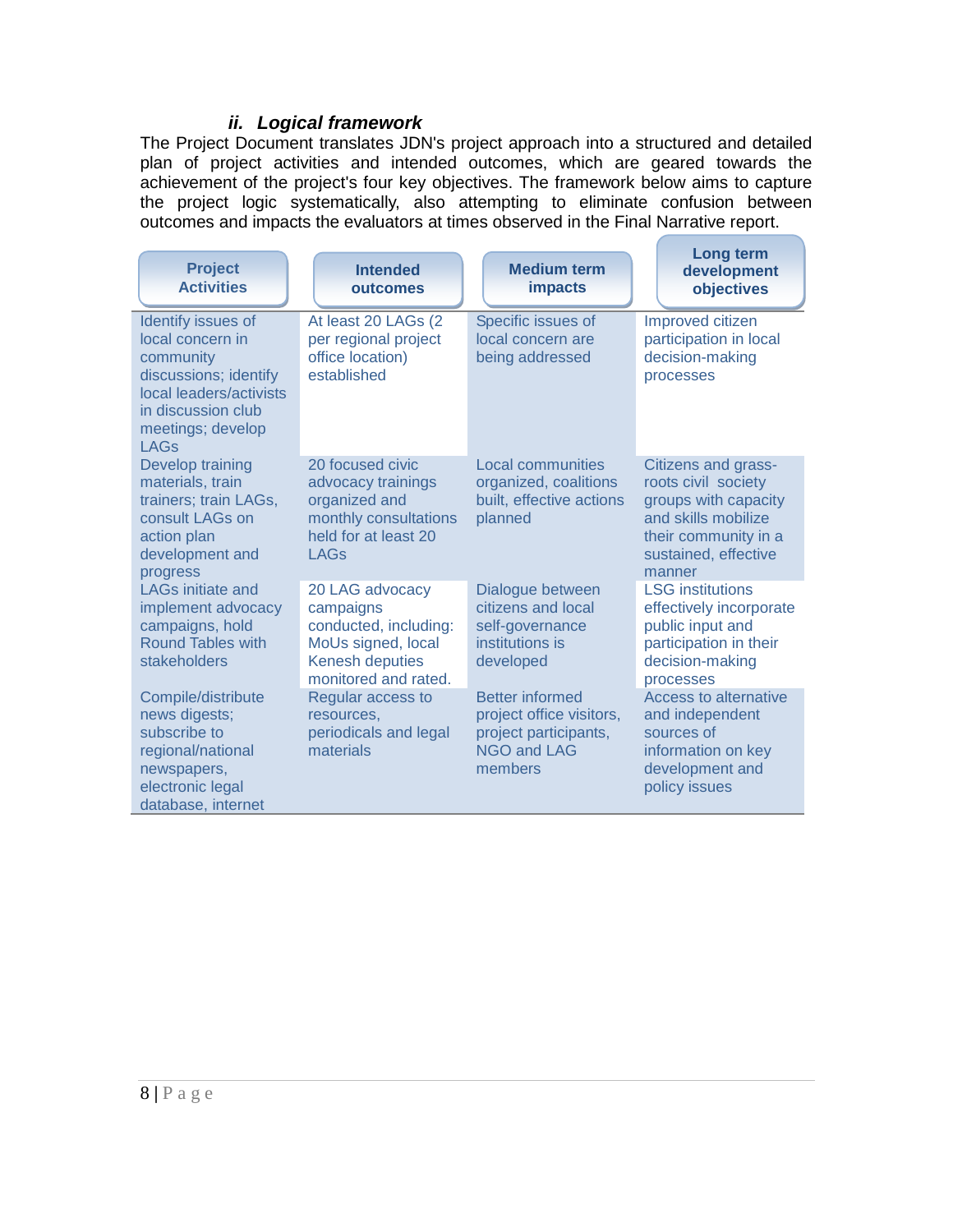### *ii. Logical framework*

The Project Document translates JDN's project approach into a structured and detailed plan of project activities and intended outcomes, which are geared towards the achievement of the project's four key objectives. The framework below aims to capture the project logic systematically, also attempting to eliminate confusion between outcomes and impacts the evaluators at times observed in the Final Narrative report.

| Project Activities | Intended outcomes | Medium term impacts | Long term development objectives |
|---|---|---|---|
| Identify issues of local concern in community discussions; identify local leaders/activists in discussion club meetings; develop LAGs | At least 20 LAGs (2 per regional project office location) established | Specific issues of local concern are being addressed | Improved citizen participation in local decision-making processes |
| Develop training materials, train trainers; train LAGs, consult LAGs on action plan development and progress | 20 focused civic advocacy trainings organized and monthly consultations held for at least 20 LAGs | Local communities organized, coalitions built, effective actions planned | Citizens and grass-roots civil society groups with capacity and skills mobilize their community in a sustained, effective manner |
| LAGs initiate and implement advocacy campaigns, hold Round Tables with stakeholders | 20 LAG advocacy campaigns conducted, including: MoUs signed, local Kenesh deputies monitored and rated. | Dialogue between citizens and local self-governance institutions is developed | LSG institutions effectively incorporate public input and participation in their decision-making processes |
| Compile/distribute news digests; subscribe to regional/national newspapers, electronic legal database, internet | Regular access to resources, periodicals and legal materials | Better informed project office visitors, project participants, NGO and LAG members | Access to alternative and independent sources of information on key development and policy issues |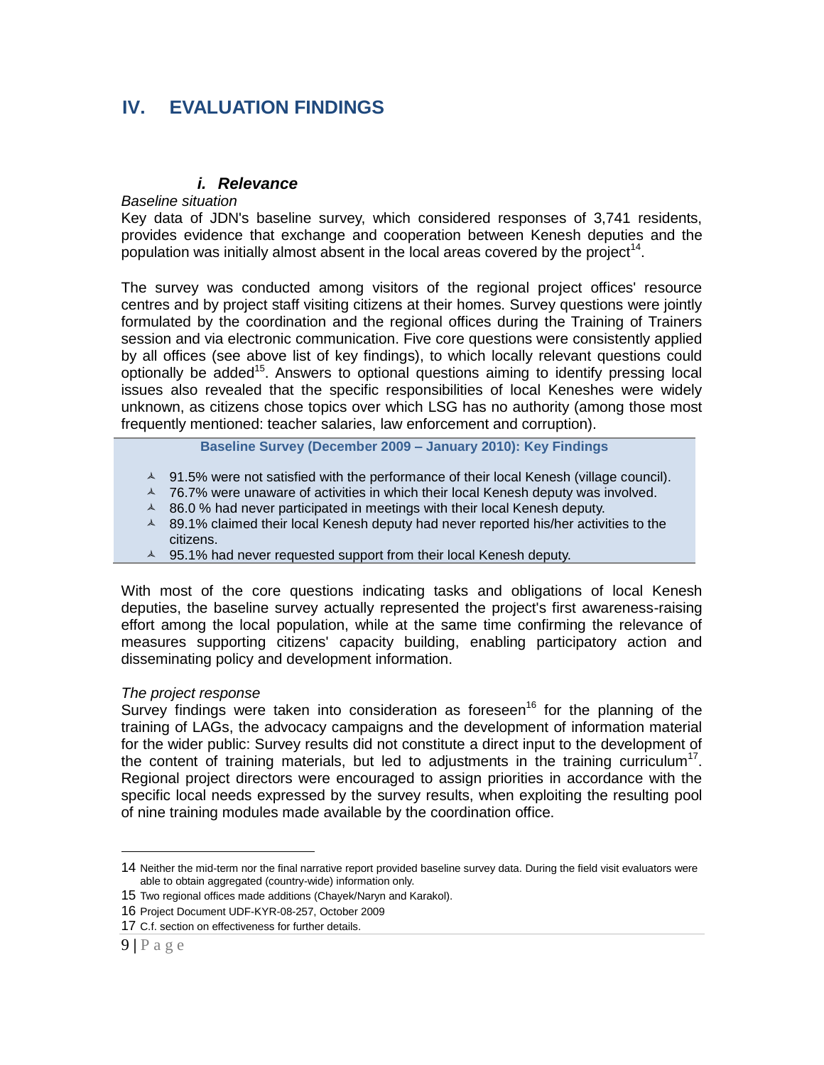# IV. EVALUATION FINDINGS

### *i. Relevance*

*Baseline situation*

Key data of JDN's baseline survey, which considered responses of 3,741 residents, provides evidence that exchange and cooperation between Kenesh deputies and the population was initially almost absent in the local areas covered by the project[14].

The survey was conducted among visitors of the regional project offices' resource centres and by project staff visiting citizens at their homes. Survey questions were jointly formulated by the coordination and the regional offices during the Training of Trainers session and via electronic communication. Five core questions were consistently applied by all offices (see above list of key findings), to which locally relevant questions could optionally be added[15]. Answers to optional questions aiming to identify pressing local issues also revealed that the specific responsibilities of local Keneshes were widely unknown, as citizens chose topics over which LSG has no authority (among those most frequently mentioned: teacher salaries, law enforcement and corruption).

**Baseline Survey (December 2009 – January 2010): Key Findings**

- 91.5% were not satisfied with the performance of their local Kenesh (village council).
- 76.7% were unaware of activities in which their local Kenesh deputy was involved.
- 86.0 % had never participated in meetings with their local Kenesh deputy.
- 89.1% claimed their local Kenesh deputy had never reported his/her activities to the citizens.
- 95.1% had never requested support from their local Kenesh deputy.

With most of the core questions indicating tasks and obligations of local Kenesh deputies, the baseline survey actually represented the project's first awareness-raising effort among the local population, while at the same time confirming the relevance of measures supporting citizens' capacity building, enabling participatory action and disseminating policy and development information.

*The project response*

Survey findings were taken into consideration as foreseen[16] for the planning of the training of LAGs, the advocacy campaigns and the development of information material for the wider public: Survey results did not constitute a direct input to the development of the content of training materials, but led to adjustments in the training curriculum[17]. Regional project directors were encouraged to assign priorities in accordance with the specific local needs expressed by the survey results, when exploiting the resulting pool of nine training modules made available by the coordination office.

---

14 Neither the mid-term nor the final narrative report provided baseline survey data. During the field visit evaluators were able to obtain aggregated (country-wide) information only.

15 Two regional offices made additions (Chayek/Naryn and Karakol).

16 Project Document UDF-KYR-08-257, October 2009

17 C.f. section on effectiveness for further details.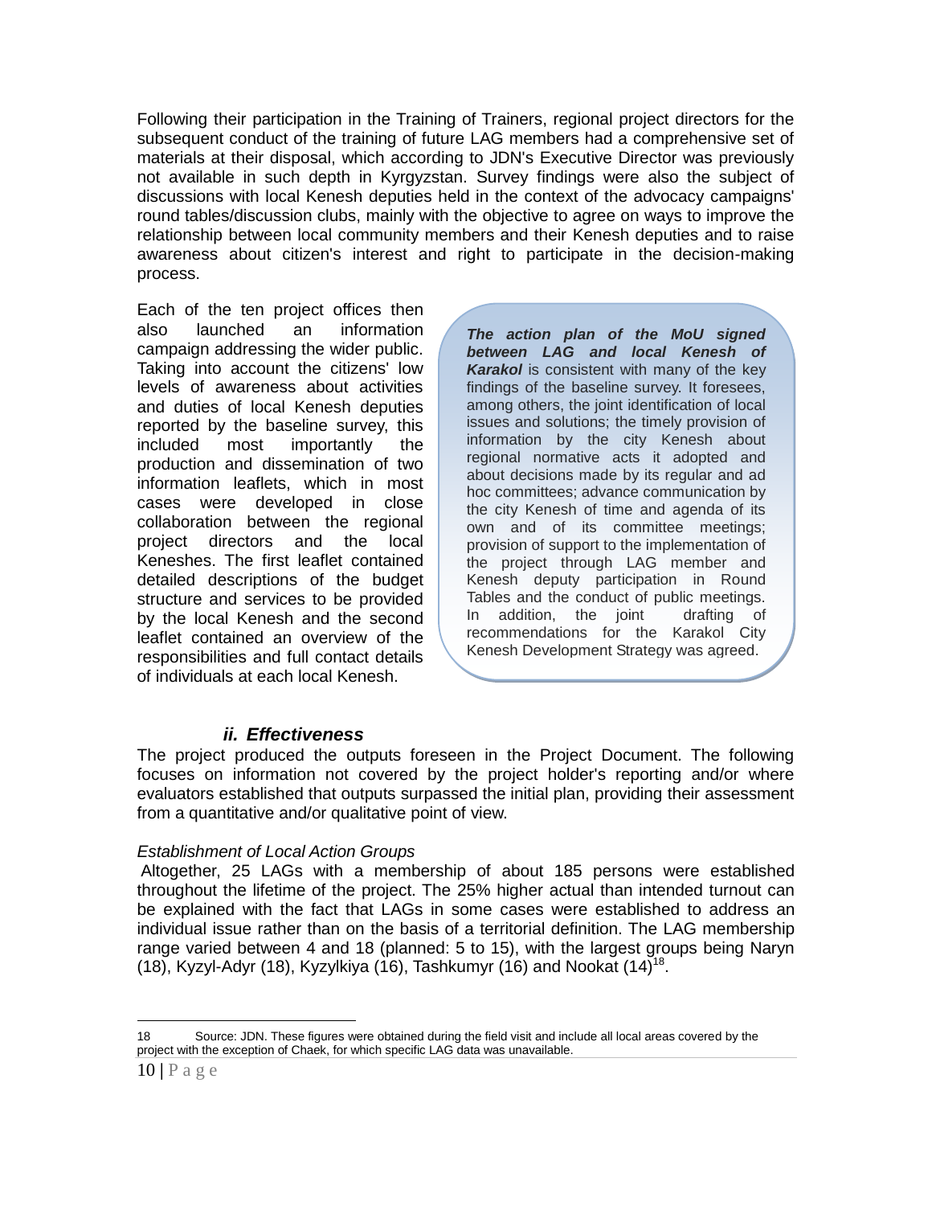Following their participation in the Training of Trainers, regional project directors for the subsequent conduct of the training of future LAG members had a comprehensive set of materials at their disposal, which according to JDN's Executive Director was previously not available in such depth in Kyrgyzstan. Survey findings were also the subject of discussions with local Kenesh deputies held in the context of the advocacy campaigns' round tables/discussion clubs, mainly with the objective to agree on ways to improve the relationship between local community members and their Kenesh deputies and to raise awareness about citizen's interest and right to participate in the decision-making process.

Each of the ten project offices then also launched an information campaign addressing the wider public. Taking into account the citizens' low levels of awareness about activities and duties of local Kenesh deputies reported by the baseline survey, this included most importantly the production and dissemination of two information leaflets, which in most cases were developed in close collaboration between the regional project directors and the local Keneshes. The first leaflet contained detailed descriptions of the budget structure and services to be provided by the local Kenesh and the second leaflet contained an overview of the responsibilities and full contact details of individuals at each local Kenesh.

> ***The action plan of the MoU signed between LAG and local Kenesh of Karakol*** is consistent with many of the key findings of the baseline survey. It foresees, among others, the joint identification of local issues and solutions; the timely provision of information by the city Kenesh about regional normative acts it adopted and about decisions made by its regular and ad hoc committees; advance communication by the city Kenesh of time and agenda of its own and of its committee meetings; provision of support to the implementation of the project through LAG member and Kenesh deputy participation in Round Tables and the conduct of public meetings. In addition, the joint drafting of recommendations for the Karakol City Kenesh Development Strategy was agreed.

### *ii. Effectiveness*

The project produced the outputs foreseen in the Project Document. The following focuses on information not covered by the project holder's reporting and/or where evaluators established that outputs surpassed the initial plan, providing their assessment from a quantitative and/or qualitative point of view.

*Establishment of Local Action Groups*

Altogether, 25 LAGs with a membership of about 185 persons were established throughout the lifetime of the project. The 25% higher actual than intended turnout can be explained with the fact that LAGs in some cases were established to address an individual issue rather than on the basis of a territorial definition. The LAG membership range varied between 4 and 18 (planned: 5 to 15), with the largest groups being Naryn (18), Kyzyl-Adyr (18), Kyzylkiya (16), Tashkumyr (16) and Nookat (14)[18].

18 Source: JDN. These figures were obtained during the field visit and include all local areas covered by the project with the exception of Chaek, for which specific LAG data was unavailable.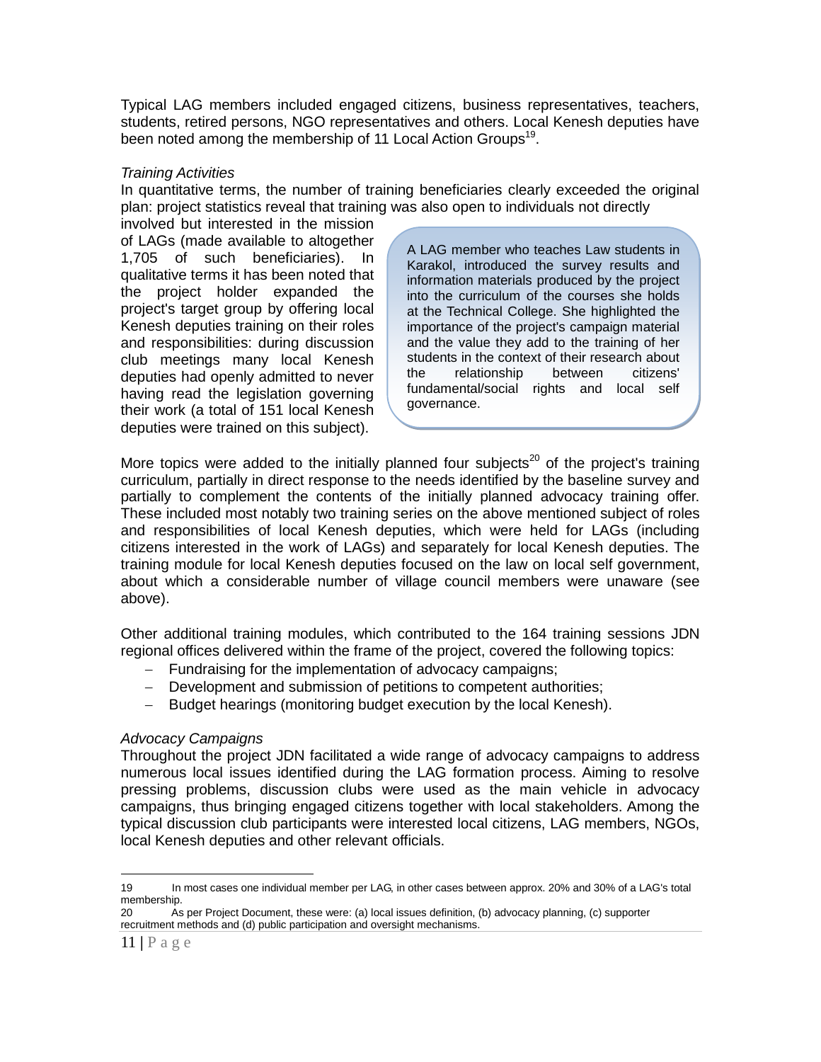Typical LAG members included engaged citizens, business representatives, teachers, students, retired persons, NGO representatives and others. Local Kenesh deputies have been noted among the membership of 11 Local Action Groups[19].

*Training Activities*

In quantitative terms, the number of training beneficiaries clearly exceeded the original plan: project statistics reveal that training was also open to individuals not directly involved but interested in the mission of LAGs (made available to altogether 1,705 of such beneficiaries). In qualitative terms it has been noted that the project holder expanded the project's target group by offering local Kenesh deputies training on their roles and responsibilities: during discussion club meetings many local Kenesh deputies had openly admitted to never having read the legislation governing their work (a total of 151 local Kenesh deputies were trained on this subject).

> A LAG member who teaches Law students in Karakol, introduced the survey results and information materials produced by the project into the curriculum of the courses she holds at the Technical College. She highlighted the importance of the project's campaign material and the value they add to the training of her students in the context of their research about the relationship between citizens' fundamental/social rights and local self governance.

More topics were added to the initially planned four subjects[20] of the project's training curriculum, partially in direct response to the needs identified by the baseline survey and partially to complement the contents of the initially planned advocacy training offer. These included most notably two training series on the above mentioned subject of roles and responsibilities of local Kenesh deputies, which were held for LAGs (including citizens interested in the work of LAGs) and separately for local Kenesh deputies. The training module for local Kenesh deputies focused on the law on local self government, about which a considerable number of village council members were unaware (see above).

Other additional training modules, which contributed to the 164 training sessions JDN regional offices delivered within the frame of the project, covered the following topics:

- Fundraising for the implementation of advocacy campaigns;
- Development and submission of petitions to competent authorities;
- Budget hearings (monitoring budget execution by the local Kenesh).

*Advocacy Campaigns*

Throughout the project JDN facilitated a wide range of advocacy campaigns to address numerous local issues identified during the LAG formation process. Aiming to resolve pressing problems, discussion clubs were used as the main vehicle in advocacy campaigns, thus bringing engaged citizens together with local stakeholders. Among the typical discussion club participants were interested local citizens, LAG members, NGOs, local Kenesh deputies and other relevant officials.

---

19 In most cases one individual member per LAG, in other cases between approx. 20% and 30% of a LAG's total membership.

20 As per Project Document, these were: (a) local issues definition, (b) advocacy planning, (c) supporter recruitment methods and (d) public participation and oversight mechanisms.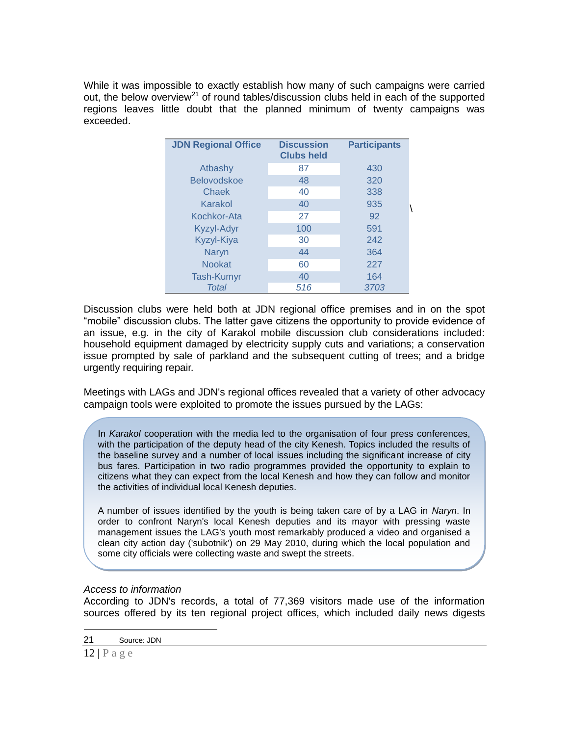While it was impossible to exactly establish how many of such campaigns were carried out, the below overview[21] of round tables/discussion clubs held in each of the supported regions leaves little doubt that the planned minimum of twenty campaigns was exceeded.

| JDN Regional Office | Discussion Clubs held | Participants |
|---|---|---|
| Atbashy | 87 | 430 |
| Belovodskoe | 48 | 320 |
| Chaek | 40 | 338 |
| Karakol | 40 | 935 |
| Kochkor-Ata | 27 | 92 |
| Kyzyl-Adyr | 100 | 591 |
| Kyzyl-Kiya | 30 | 242 |
| Naryn | 44 | 364 |
| Nookat | 60 | 227 |
| Tash-Kumyr | 40 | 164 |
| *Total* | *516* | *3703* |

Discussion clubs were held both at JDN regional office premises and in on the spot "mobile" discussion clubs. The latter gave citizens the opportunity to provide evidence of an issue, e.g. in the city of Karakol mobile discussion club considerations included: household equipment damaged by electricity supply cuts and variations; a conservation issue prompted by sale of parkland and the subsequent cutting of trees; and a bridge urgently requiring repair.

Meetings with LAGs and JDN's regional offices revealed that a variety of other advocacy campaign tools were exploited to promote the issues pursued by the LAGs:

> In *Karakol* cooperation with the media led to the organisation of four press conferences, with the participation of the deputy head of the city Kenesh. Topics included the results of the baseline survey and a number of local issues including the significant increase of city bus fares. Participation in two radio programmes provided the opportunity to explain to citizens what they can expect from the local Kenesh and how they can follow and monitor the activities of individual local Kenesh deputies.
>
> A number of issues identified by the youth is being taken care of by a LAG in *Naryn*. In order to confront Naryn's local Kenesh deputies and its mayor with pressing waste management issues the LAG's youth most remarkably produced a video and organised a clean city action day ('subotnik') on 29 May 2010, during which the local population and some city officials were collecting waste and swept the streets.

*Access to information*

According to JDN's records, a total of 77,369 visitors made use of the information sources offered by its ten regional project offices, which included daily news digests

[21] Source: JDN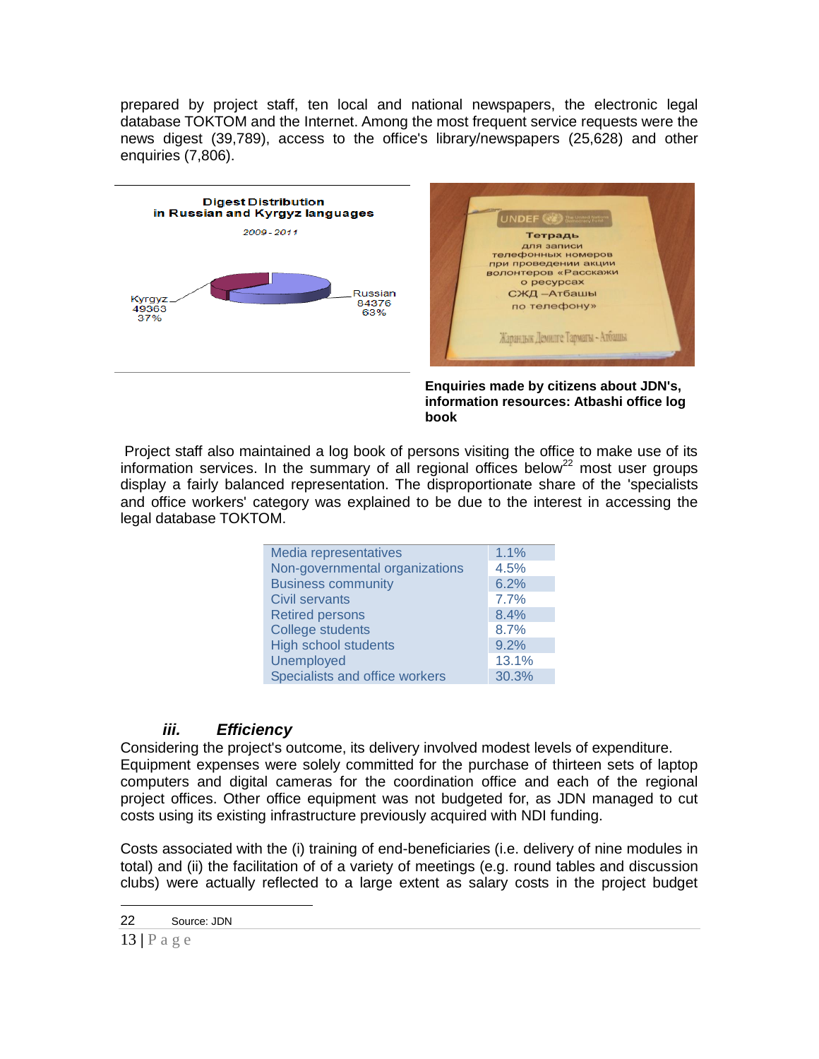prepared by project staff, ten local and national newspapers, the electronic legal database TOKTOM and the Internet. Among the most frequent service requests were the news digest (39,789), access to the office's library/newspapers (25,628) and other enquiries (7,806).

Digest Distribution in Russian and Kyrgyz languages

2009 - 2011

Kyrgyz 49363 37%

Russian 84376 63%

Enquiries made by citizens about JDN's, information resources: Atbashi office log book

Project staff also maintained a log book of persons visiting the office to make use of its information services. In the summary of all regional offices below[22] most user groups display a fairly balanced representation. The disproportionate share of the 'specialists and office workers' category was explained to be due to the interest in accessing the legal database TOKTOM.

| | |
|---|---|
| Media representatives | 1.1% |
| Non-governmental organizations | 4.5% |
| Business community | 6.2% |
| Civil servants | 7.7% |
| Retired persons | 8.4% |
| College students | 8.7% |
| High school students | 9.2% |
| Unemployed | 13.1% |
| Specialists and office workers | 30.3% |

### *iii. Efficiency*

Considering the project's outcome, its delivery involved modest levels of expenditure. Equipment expenses were solely committed for the purchase of thirteen sets of laptop computers and digital cameras for the coordination office and each of the regional project offices. Other office equipment was not budgeted for, as JDN managed to cut costs using its existing infrastructure previously acquired with NDI funding.

Costs associated with the (i) training of end-beneficiaries (i.e. delivery of nine modules in total) and (ii) the facilitation of of a variety of meetings (e.g. round tables and discussion clubs) were actually reflected to a large extent as salary costs in the project budget

22 Source: JDN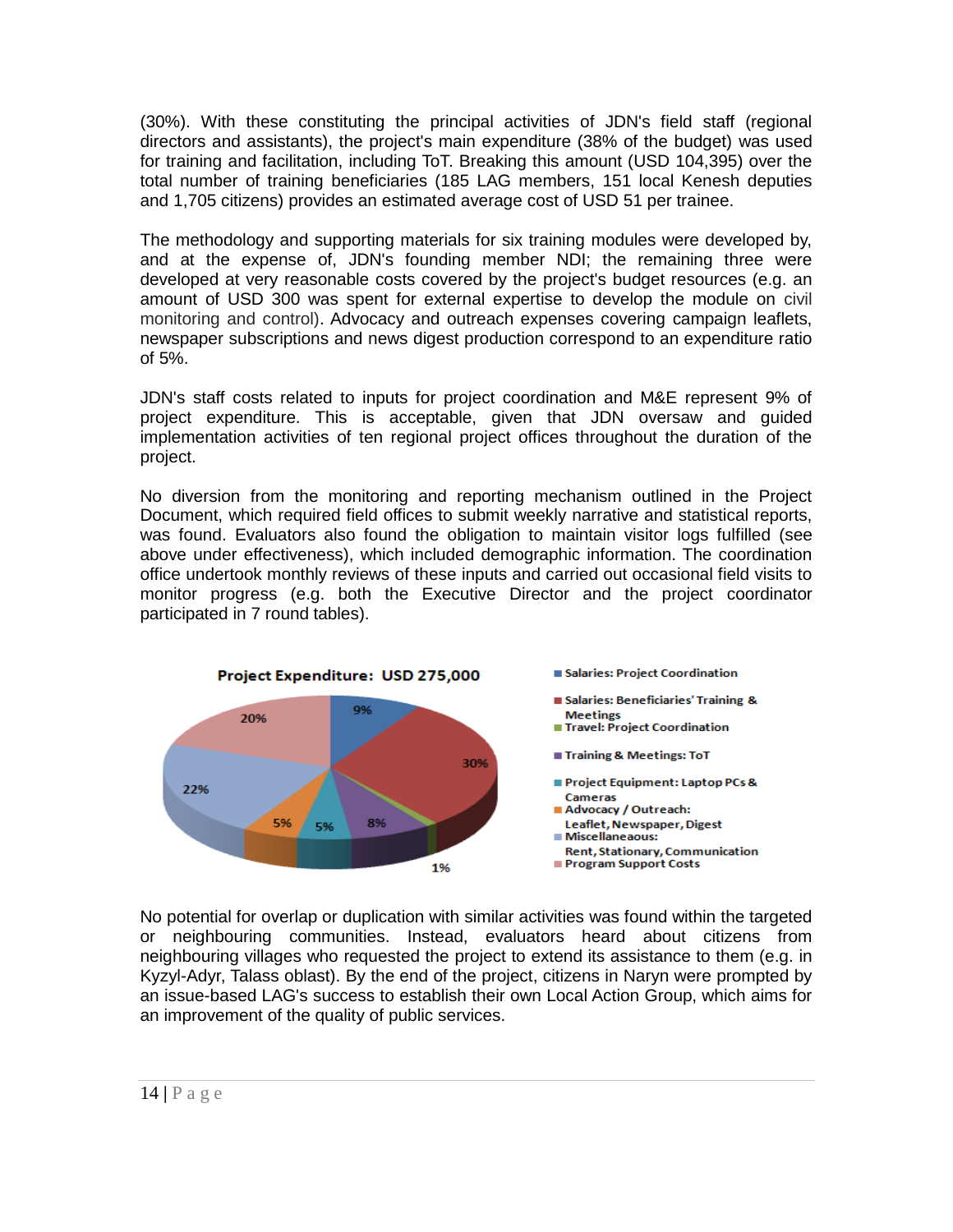(30%). With these constituting the principal activities of JDN's field staff (regional directors and assistants), the project's main expenditure (38% of the budget) was used for training and facilitation, including ToT. Breaking this amount (USD 104,395) over the total number of training beneficiaries (185 LAG members, 151 local Kenesh deputies and 1,705 citizens) provides an estimated average cost of USD 51 per trainee.

The methodology and supporting materials for six training modules were developed by, and at the expense of, JDN's founding member NDI; the remaining three were developed at very reasonable costs covered by the project's budget resources (e.g. an amount of USD 300 was spent for external expertise to develop the module on civil monitoring and control). Advocacy and outreach expenses covering campaign leaflets, newspaper subscriptions and news digest production correspond to an expenditure ratio of 5%.

JDN's staff costs related to inputs for project coordination and M&E represent 9% of project expenditure. This is acceptable, given that JDN oversaw and guided implementation activities of ten regional project offices throughout the duration of the project.

No diversion from the monitoring and reporting mechanism outlined in the Project Document, which required field offices to submit weekly narrative and statistical reports, was found. Evaluators also found the obligation to maintain visitor logs fulfilled (see above under effectiveness), which included demographic information. The coordination office undertook monthly reviews of these inputs and carried out occasional field visits to monitor progress (e.g. both the Executive Director and the project coordinator participated in 7 round tables).

**Project Expenditure: USD 275,000**

- Salaries: Project Coordination (9%)
- Salaries: Beneficiaries' Training & Meetings (30%)
- Travel: Project Coordination (1%)
- Training & Meetings: ToT (8%)
- Project Equipment: Laptop PCs & Cameras (5%)
- Advocacy / Outreach: Leaflet, Newspaper, Digest (5%)
- Miscellaneaous: Rent, Stationary, Communication (22%)
- Program Support Costs (20%)

No potential for overlap or duplication with similar activities was found within the targeted or neighbouring communities. Instead, evaluators heard about citizens from neighbouring villages who requested the project to extend its assistance to them (e.g. in Kyzyl-Adyr, Talass oblast). By the end of the project, citizens in Naryn were prompted by an issue-based LAG's success to establish their own Local Action Group, which aims for an improvement of the quality of public services.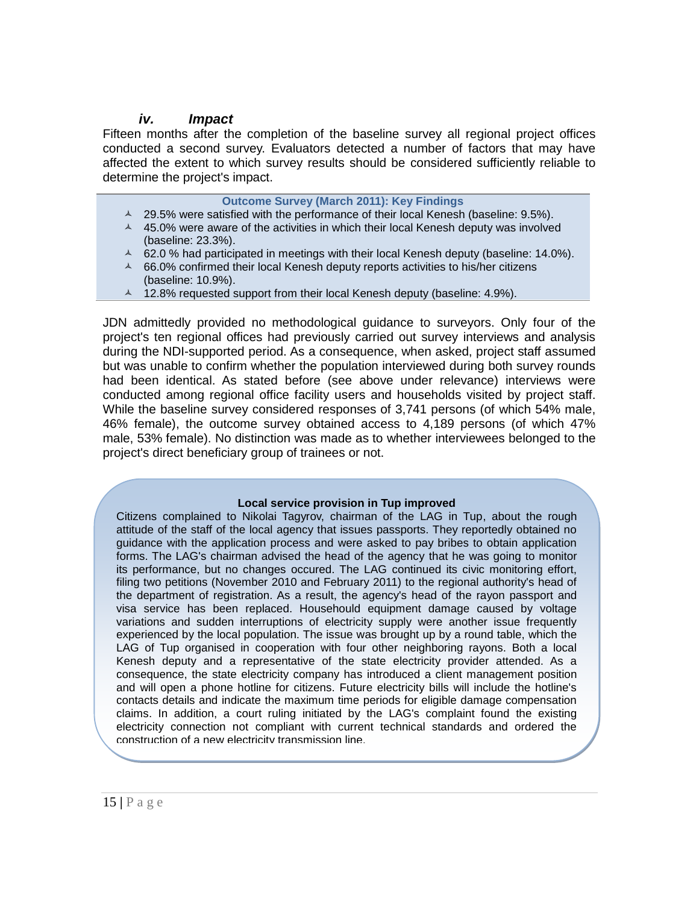### *iv. Impact*

Fifteen months after the completion of the baseline survey all regional project offices conducted a second survey. Evaluators detected a number of factors that may have affected the extent to which survey results should be considered sufficiently reliable to determine the project's impact.

**Outcome Survey (March 2011): Key Findings**

- 29.5% were satisfied with the performance of their local Kenesh (baseline: 9.5%).
- 45.0% were aware of the activities in which their local Kenesh deputy was involved (baseline: 23.3%).
- 62.0 % had participated in meetings with their local Kenesh deputy (baseline: 14.0%).
- 66.0% confirmed their local Kenesh deputy reports activities to his/her citizens (baseline: 10.9%).
- 12.8% requested support from their local Kenesh deputy (baseline: 4.9%).

JDN admittedly provided no methodological guidance to surveyors. Only four of the project's ten regional offices had previously carried out survey interviews and analysis during the NDI-supported period. As a consequence, when asked, project staff assumed but was unable to confirm whether the population interviewed during both survey rounds had been identical. As stated before (see above under relevance) interviews were conducted among regional office facility users and households visited by project staff. While the baseline survey considered responses of 3,741 persons (of which 54% male, 46% female), the outcome survey obtained access to 4,189 persons (of which 47% male, 53% female). No distinction was made as to whether interviewees belonged to the project's direct beneficiary group of trainees or not.

**Local service provision in Tup improved**

Citizens complained to Nikolai Tagyrov, chairman of the LAG in Tup, about the rough attitude of the staff of the local agency that issues passports. They reportedly obtained no guidance with the application process and were asked to pay bribes to obtain application forms. The LAG's chairman advised the head of the agency that he was going to monitor its performance, but no changes occured. The LAG continued its civic monitoring effort, filing two petitions (November 2010 and February 2011) to the regional authority's head of the department of registration. As a result, the agency's head of the rayon passport and visa service has been replaced. Househould equipment damage caused by voltage variations and sudden interruptions of electricity supply were another issue frequently experienced by the local population. The issue was brought up by a round table, which the LAG of Tup organised in cooperation with four other neighboring rayons. Both a local Kenesh deputy and a representative of the state electricity provider attended. As a consequence, the state electricity company has introduced a client management position and will open a phone hotline for citizens. Future electricity bills will include the hotline's contacts details and indicate the maximum time periods for eligible damage compensation claims. In addition, a court ruling initiated by the LAG's complaint found the existing electricity connection not compliant with current technical standards and ordered the construction of a new electricity transmission line.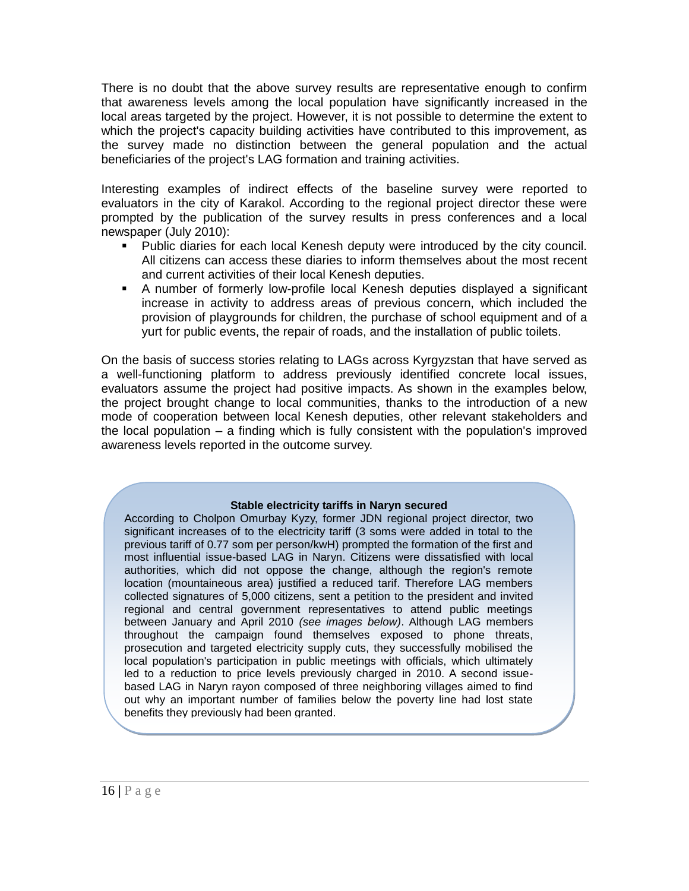There is no doubt that the above survey results are representative enough to confirm that awareness levels among the local population have significantly increased in the local areas targeted by the project. However, it is not possible to determine the extent to which the project's capacity building activities have contributed to this improvement, as the survey made no distinction between the general population and the actual beneficiaries of the project's LAG formation and training activities.

Interesting examples of indirect effects of the baseline survey were reported to evaluators in the city of Karakol. According to the regional project director these were prompted by the publication of the survey results in press conferences and a local newspaper (July 2010):

- Public diaries for each local Kenesh deputy were introduced by the city council. All citizens can access these diaries to inform themselves about the most recent and current activities of their local Kenesh deputies.
- A number of formerly low-profile local Kenesh deputies displayed a significant increase in activity to address areas of previous concern, which included the provision of playgrounds for children, the purchase of school equipment and of a yurt for public events, the repair of roads, and the installation of public toilets.

On the basis of success stories relating to LAGs across Kyrgyzstan that have served as a well-functioning platform to address previously identified concrete local issues, evaluators assume the project had positive impacts. As shown in the examples below, the project brought change to local communities, thanks to the introduction of a new mode of cooperation between local Kenesh deputies, other relevant stakeholders and the local population – a finding which is fully consistent with the population's improved awareness levels reported in the outcome survey.

**Stable electricity tariffs in Naryn secured**

According to Cholpon Omurbay Kyzy, former JDN regional project director, two significant increases of to the electricity tariff (3 soms were added in total to the previous tariff of 0.77 som per person/kwH) prompted the formation of the first and most influential issue-based LAG in Naryn. Citizens were dissatisfied with local authorities, which did not oppose the change, although the region's remote location (mountaineous area) justified a reduced tarif. Therefore LAG members collected signatures of 5,000 citizens, sent a petition to the president and invited regional and central government representatives to attend public meetings between January and April 2010 *(see images below)*. Although LAG members throughout the campaign found themselves exposed to phone threats, prosecution and targeted electricity supply cuts, they successfully mobilised the local population's participation in public meetings with officials, which ultimately led to a reduction to price levels previously charged in 2010. A second issue-based LAG in Naryn rayon composed of three neighboring villages aimed to find out why an important number of families below the poverty line had lost state benefits they previously had been granted.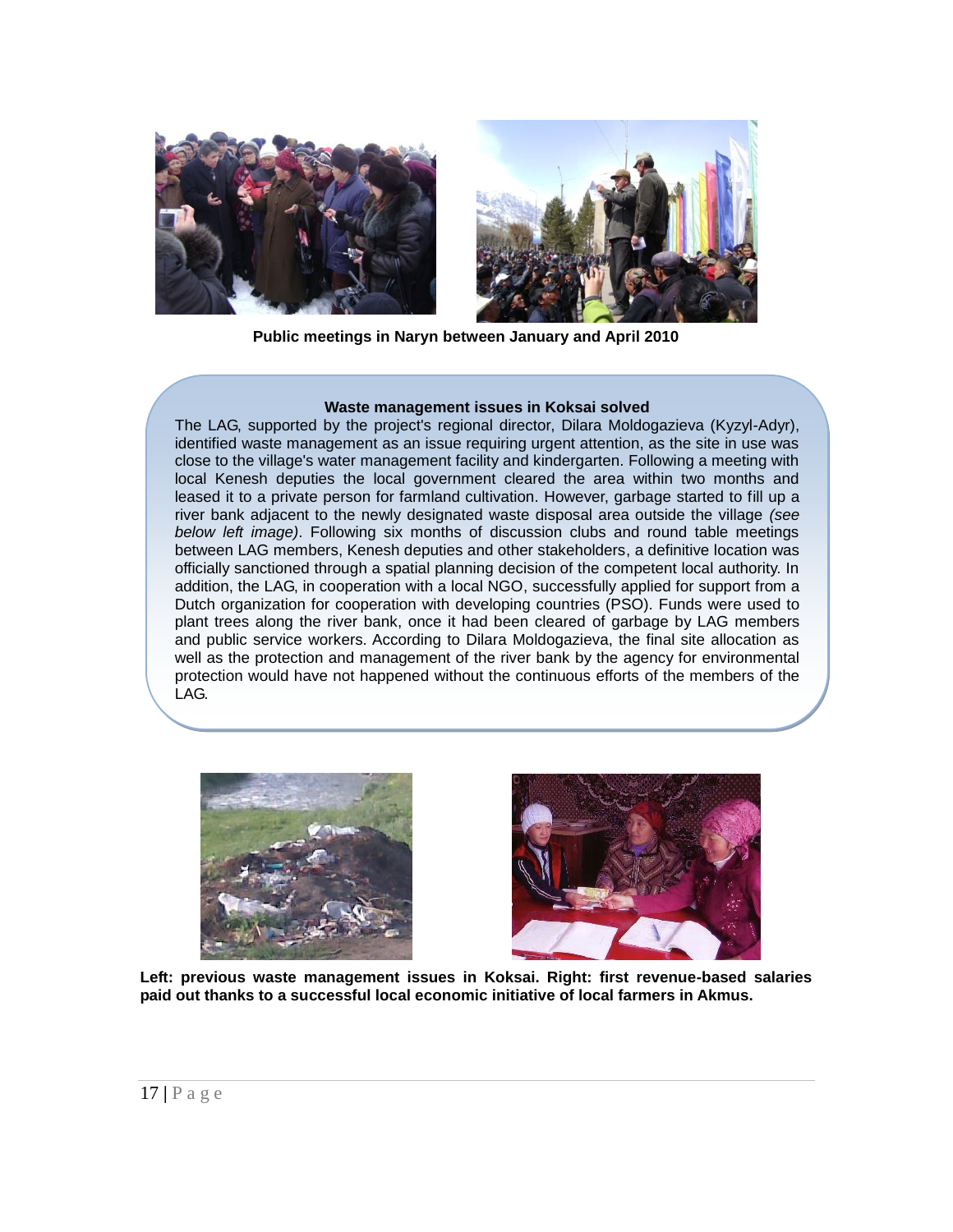**Public meetings in Naryn between January and April 2010**

**Waste management issues in Koksai solved**

The LAG, supported by the project's regional director, Dilara Moldogazieva (Kyzyl-Adyr), identified waste management as an issue requiring urgent attention, as the site in use was close to the village's water management facility and kindergarten. Following a meeting with local Kenesh deputies the local government cleared the area within two months and leased it to a private person for farmland cultivation. However, garbage started to fill up a river bank adjacent to the newly designated waste disposal area outside the village *(see below left image)*. Following six months of discussion clubs and round table meetings between LAG members, Kenesh deputies and other stakeholders, a definitive location was officially sanctioned through a spatial planning decision of the competent local authority. In addition, the LAG, in cooperation with a local NGO, successfully applied for support from a Dutch organization for cooperation with developing countries (PSO). Funds were used to plant trees along the river bank, once it had been cleared of garbage by LAG members and public service workers. According to Dilara Moldogazieva, the final site allocation as well as the protection and management of the river bank by the agency for environmental protection would have not happened without the continuous efforts of the members of the LAG.

**Left: previous waste management issues in Koksai. Right: first revenue-based salaries paid out thanks to a successful local economic initiative of local farmers in Akmus.**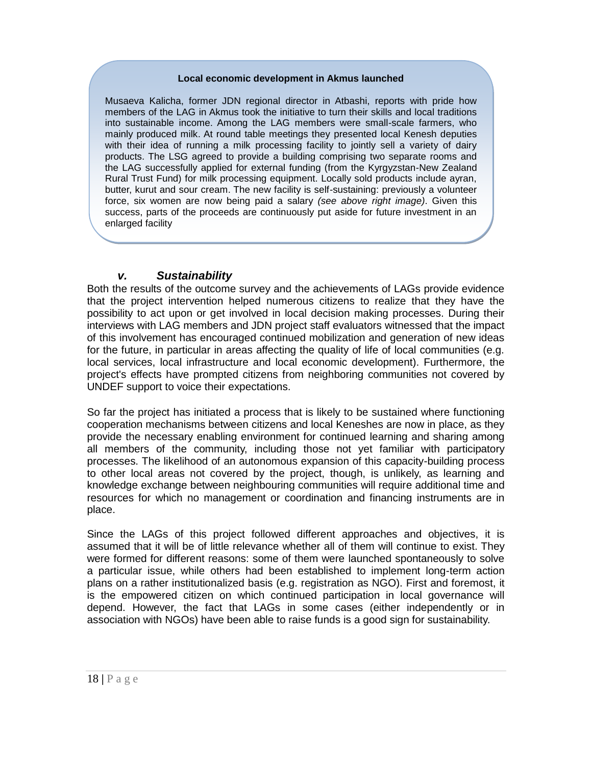**Local economic development in Akmus launched**

Musaeva Kalicha, former JDN regional director in Atbashi, reports with pride how members of the LAG in Akmus took the initiative to turn their skills and local traditions into sustainable income. Among the LAG members were small-scale farmers, who mainly produced milk. At round table meetings they presented local Kenesh deputies with their idea of running a milk processing facility to jointly sell a variety of dairy products. The LSG agreed to provide a building comprising two separate rooms and the LAG successfully applied for external funding (from the Kyrgyzstan-New Zealand Rural Trust Fund) for milk processing equipment. Locally sold products include ayran, butter, kurut and sour cream. The new facility is self-sustaining: previously a volunteer force, six women are now being paid a salary *(see above right image)*. Given this success, parts of the proceeds are continuously put aside for future investment in an enlarged facility

### *v. Sustainability*

Both the results of the outcome survey and the achievements of LAGs provide evidence that the project intervention helped numerous citizens to realize that they have the possibility to act upon or get involved in local decision making processes. During their interviews with LAG members and JDN project staff evaluators witnessed that the impact of this involvement has encouraged continued mobilization and generation of new ideas for the future, in particular in areas affecting the quality of life of local communities (e.g. local services, local infrastructure and local economic development). Furthermore, the project's effects have prompted citizens from neighboring communities not covered by UNDEF support to voice their expectations.

So far the project has initiated a process that is likely to be sustained where functioning cooperation mechanisms between citizens and local Keneshes are now in place, as they provide the necessary enabling environment for continued learning and sharing among all members of the community, including those not yet familiar with participatory processes. The likelihood of an autonomous expansion of this capacity-building process to other local areas not covered by the project, though, is unlikely, as learning and knowledge exchange between neighbouring communities will require additional time and resources for which no management or coordination and financing instruments are in place.

Since the LAGs of this project followed different approaches and objectives, it is assumed that it will be of little relevance whether all of them will continue to exist. They were formed for different reasons: some of them were launched spontaneously to solve a particular issue, while others had been established to implement long-term action plans on a rather institutionalized basis (e.g. registration as NGO). First and foremost, it is the empowered citizen on which continued participation in local governance will depend. However, the fact that LAGs in some cases (either independently or in association with NGOs) have been able to raise funds is a good sign for sustainability.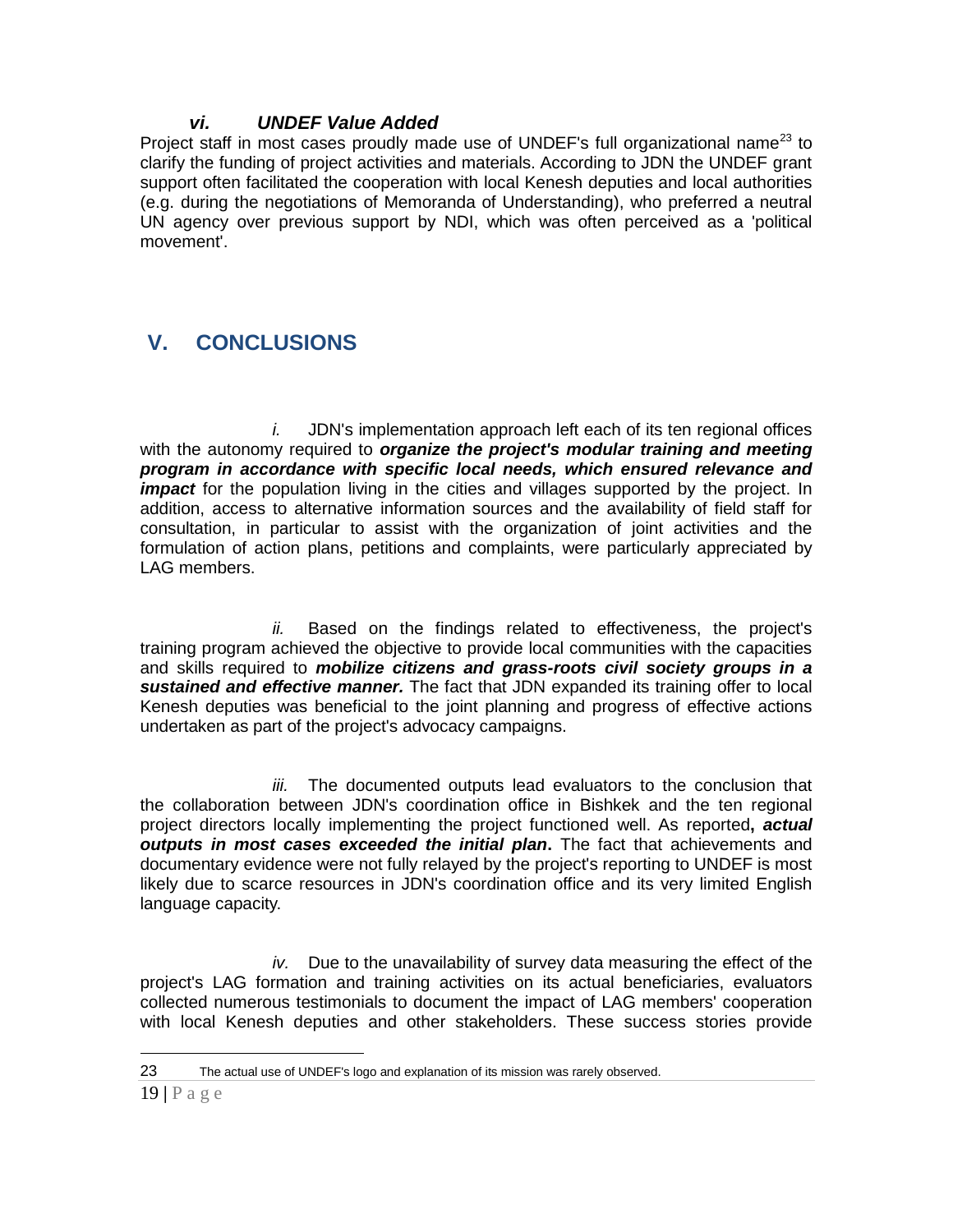### *vi. UNDEF Value Added*

Project staff in most cases proudly made use of UNDEF's full organizational name[23] to clarify the funding of project activities and materials. According to JDN the UNDEF grant support often facilitated the cooperation with local Kenesh deputies and local authorities (e.g. during the negotiations of Memoranda of Understanding), who preferred a neutral UN agency over previous support by NDI, which was often perceived as a 'political movement'.

## V. CONCLUSIONS

*i.* JDN's implementation approach left each of its ten regional offices with the autonomy required to ***organize the project's modular training and meeting program in accordance with specific local needs, which ensured relevance and impact*** for the population living in the cities and villages supported by the project. In addition, access to alternative information sources and the availability of field staff for consultation, in particular to assist with the organization of joint activities and the formulation of action plans, petitions and complaints, were particularly appreciated by LAG members.

*ii.* Based on the findings related to effectiveness, the project's training program achieved the objective to provide local communities with the capacities and skills required to ***mobilize citizens and grass-roots civil society groups in a sustained and effective manner.*** The fact that JDN expanded its training offer to local Kenesh deputies was beneficial to the joint planning and progress of effective actions undertaken as part of the project's advocacy campaigns.

*iii.* The documented outputs lead evaluators to the conclusion that the collaboration between JDN's coordination office in Bishkek and the ten regional project directors locally implementing the project functioned well. As reported**, *actual outputs in most cases exceeded the initial plan*.** The fact that achievements and documentary evidence were not fully relayed by the project's reporting to UNDEF is most likely due to scarce resources in JDN's coordination office and its very limited English language capacity.

*iv.* Due to the unavailability of survey data measuring the effect of the project's LAG formation and training activities on its actual beneficiaries, evaluators collected numerous testimonials to document the impact of LAG members' cooperation with local Kenesh deputies and other stakeholders. These success stories provide

---

23 The actual use of UNDEF's logo and explanation of its mission was rarely observed.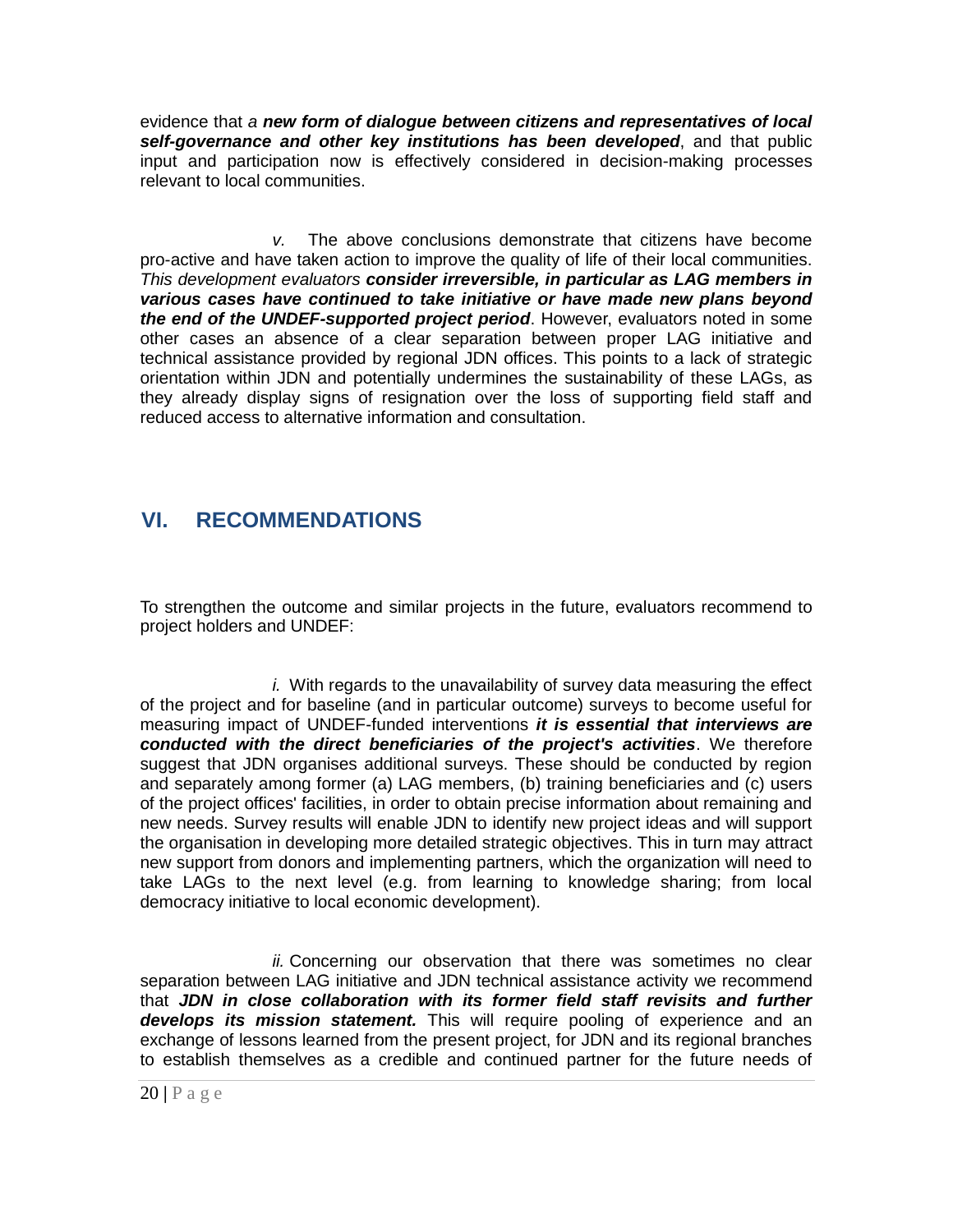evidence that *a **new form of dialogue between citizens and representatives of local self-governance and other key institutions has been developed***, and that public input and participation now is effectively considered in decision-making processes relevant to local communities.

*v.* The above conclusions demonstrate that citizens have become pro-active and have taken action to improve the quality of life of their local communities. *This development evaluators **consider irreversible, in particular as LAG members in various cases have continued to take initiative or have made new plans beyond the end of the UNDEF-supported project period***. However, evaluators noted in some other cases an absence of a clear separation between proper LAG initiative and technical assistance provided by regional JDN offices. This points to a lack of strategic orientation within JDN and potentially undermines the sustainability of these LAGs, as they already display signs of resignation over the loss of supporting field staff and reduced access to alternative information and consultation.

# VI. RECOMMENDATIONS

To strengthen the outcome and similar projects in the future, evaluators recommend to project holders and UNDEF:

*i.* With regards to the unavailability of survey data measuring the effect of the project and for baseline (and in particular outcome) surveys to become useful for measuring impact of UNDEF-funded interventions ***it is essential that interviews are conducted with the direct beneficiaries of the project's activities***. We therefore suggest that JDN organises additional surveys. These should be conducted by region and separately among former (a) LAG members, (b) training beneficiaries and (c) users of the project offices' facilities, in order to obtain precise information about remaining and new needs. Survey results will enable JDN to identify new project ideas and will support the organisation in developing more detailed strategic objectives. This in turn may attract new support from donors and implementing partners, which the organization will need to take LAGs to the next level (e.g. from learning to knowledge sharing; from local democracy initiative to local economic development).

*ii.* Concerning our observation that there was sometimes no clear separation between LAG initiative and JDN technical assistance activity we recommend that ***JDN in close collaboration with its former field staff revisits and further develops its mission statement.*** This will require pooling of experience and an exchange of lessons learned from the present project, for JDN and its regional branches to establish themselves as a credible and continued partner for the future needs of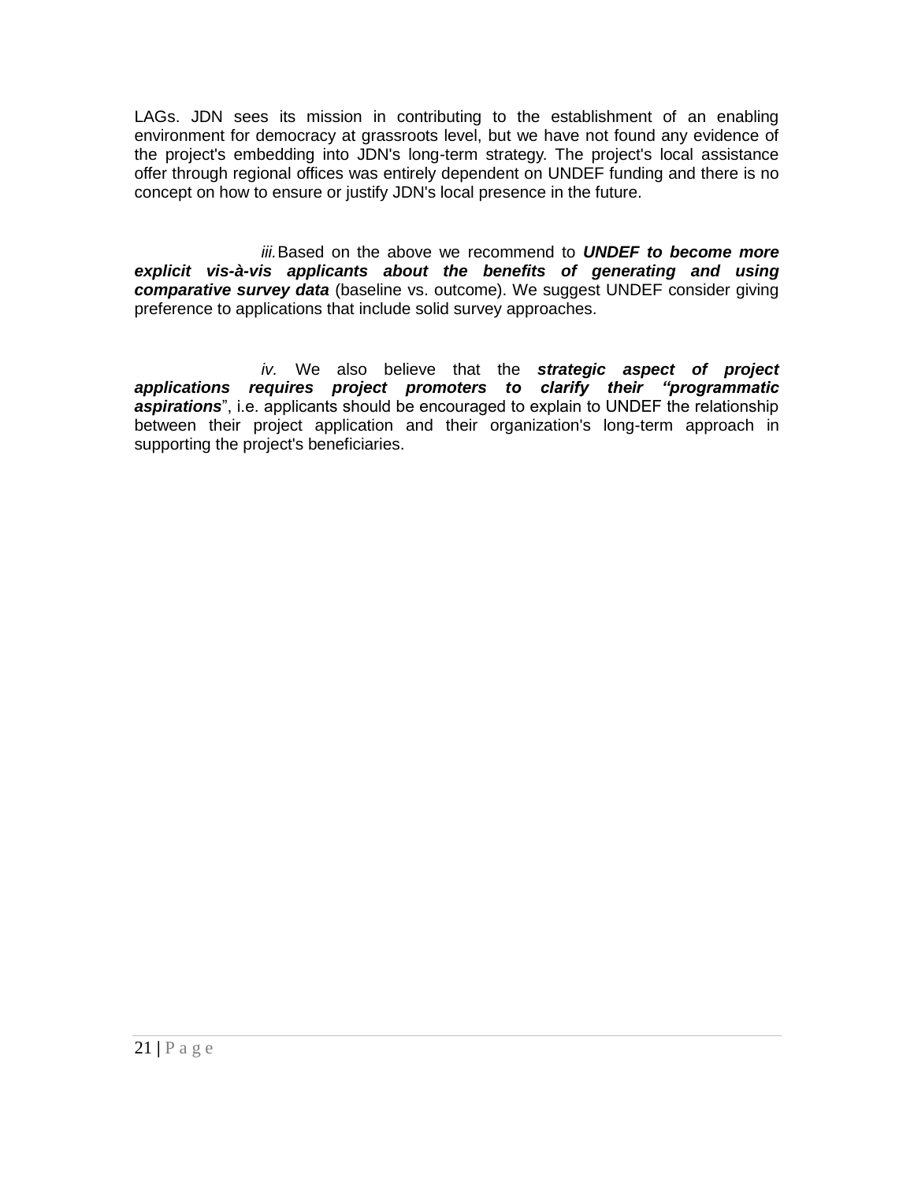LAGs. JDN sees its mission in contributing to the establishment of an enabling environment for democracy at grassroots level, but we have not found any evidence of the project's embedding into JDN's long-term strategy. The project's local assistance offer through regional offices was entirely dependent on UNDEF funding and there is no concept on how to ensure or justify JDN's local presence in the future.

*iii.* Based on the above we recommend to ***UNDEF to become more explicit vis-à-vis applicants about the benefits of generating and using comparative survey data*** (baseline vs. outcome). We suggest UNDEF consider giving preference to applications that include solid survey approaches.

*iv.* We also believe that the ***strategic aspect of project applications requires project promoters to clarify their "programmatic aspirations***", i.e. applicants should be encouraged to explain to UNDEF the relationship between their project application and their organization's long-term approach in supporting the project's beneficiaries.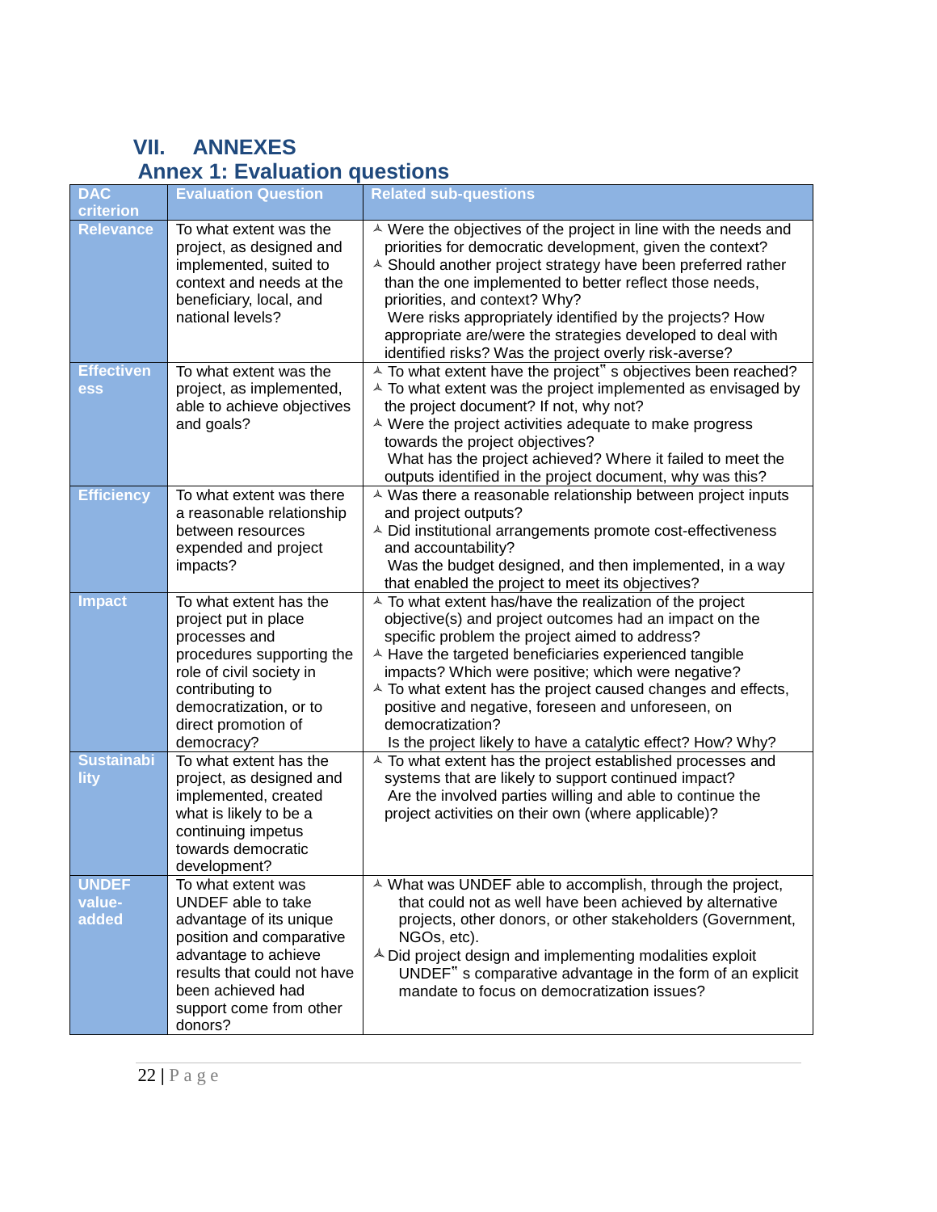# VII. ANNEXES

## Annex 1: Evaluation questions

| DAC criterion | Evaluation Question | Related sub-questions |
|---|---|---|
| Relevance | To what extent was the project, as designed and implemented, suited to context and needs at the beneficiary, local, and national levels? | ⅄ Were the objectives of the project in line with the needs and priorities for democratic development, given the context?<br>⅄ Should another project strategy have been preferred rather than the one implemented to better reflect those needs, priorities, and context? Why?<br>Were risks appropriately identified by the projects? How appropriate are/were the strategies developed to deal with identified risks? Was the project overly risk-averse? |
| Effectiveness | To what extent was the project, as implemented, able to achieve objectives and goals? | ⅄ To what extent have the project" s objectives been reached?<br>⅄ To what extent was the project implemented as envisaged by the project document? If not, why not?<br>⅄ Were the project activities adequate to make progress towards the project objectives?<br>What has the project achieved? Where it failed to meet the outputs identified in the project document, why was this? |
| Efficiency | To what extent was there a reasonable relationship between resources expended and project impacts? | ⅄ Was there a reasonable relationship between project inputs and project outputs?<br>⅄ Did institutional arrangements promote cost-effectiveness and accountability?<br>Was the budget designed, and then implemented, in a way that enabled the project to meet its objectives? |
| Impact | To what extent has the project put in place processes and procedures supporting the role of civil society in contributing to democratization, or to direct promotion of democracy? | ⅄ To what extent has/have the realization of the project objective(s) and project outcomes had an impact on the specific problem the project aimed to address?<br>⅄ Have the targeted beneficiaries experienced tangible impacts? Which were positive; which were negative?<br>⅄ To what extent has the project caused changes and effects, positive and negative, foreseen and unforeseen, on democratization?<br>Is the project likely to have a catalytic effect? How? Why? |
| Sustainability | To what extent has the project, as designed and implemented, created what is likely to be a continuing impetus towards democratic development? | ⅄ To what extent has the project established processes and systems that are likely to support continued impact?<br>Are the involved parties willing and able to continue the project activities on their own (where applicable)? |
| UNDEF value-added | To what extent was UNDEF able to take advantage of its unique position and comparative advantage to achieve results that could not have been achieved had support come from other donors? | ⅄ What was UNDEF able to accomplish, through the project, that could not as well have been achieved by alternative projects, other donors, or other stakeholders (Government, NGOs, etc).<br>⅄ Did project design and implementing modalities exploit UNDEF" s comparative advantage in the form of an explicit mandate to focus on democratization issues? |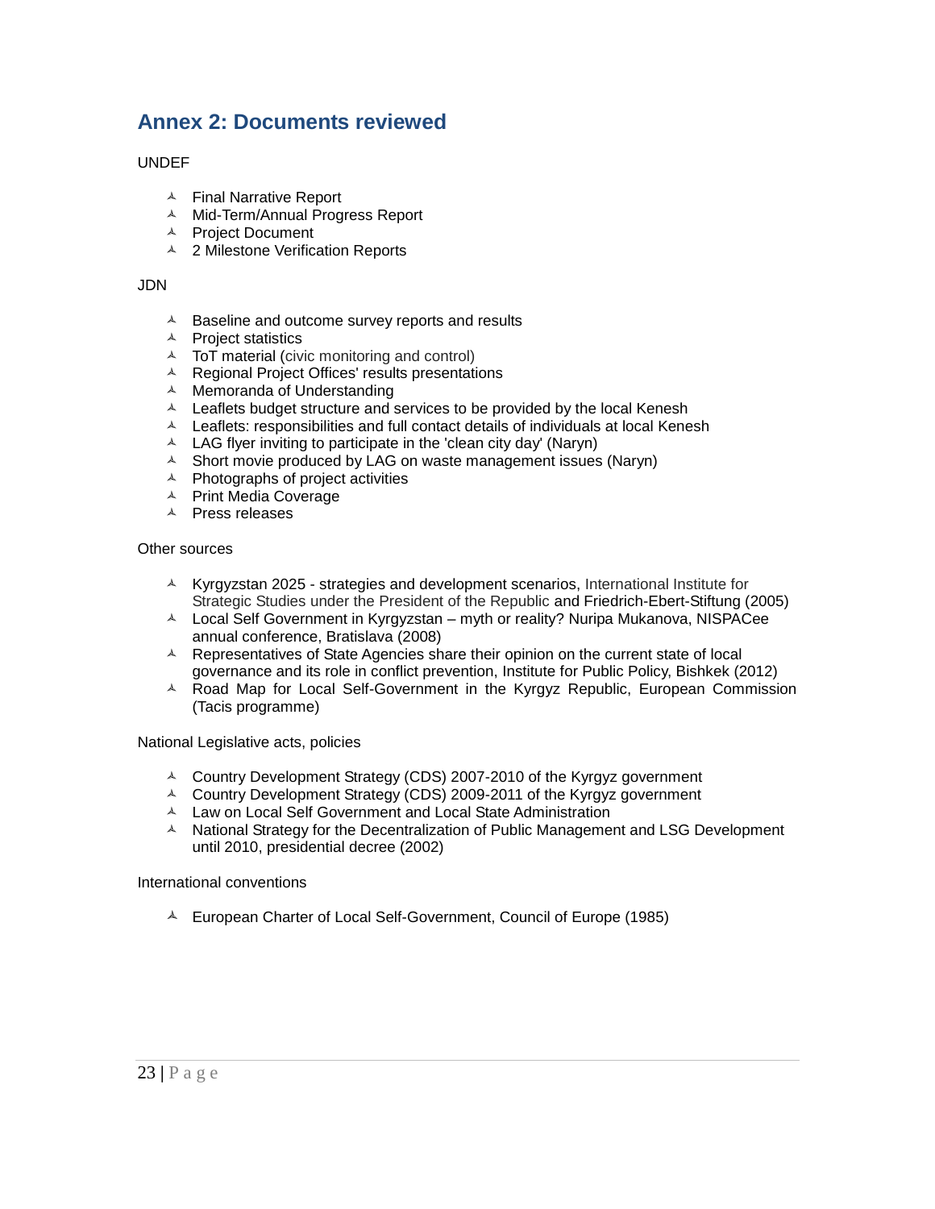## Annex 2: Documents reviewed

UNDEF

- Final Narrative Report
- Mid-Term/Annual Progress Report
- Project Document
- 2 Milestone Verification Reports

JDN

- Baseline and outcome survey reports and results
- Project statistics
- ToT material (civic monitoring and control)
- Regional Project Offices' results presentations
- Memoranda of Understanding
- Leaflets budget structure and services to be provided by the local Kenesh
- Leaflets: responsibilities and full contact details of individuals at local Kenesh
- LAG flyer inviting to participate in the 'clean city day' (Naryn)
- Short movie produced by LAG on waste management issues (Naryn)
- Photographs of project activities
- Print Media Coverage
- Press releases

Other sources

- Kyrgyzstan 2025 - strategies and development scenarios, International Institute for Strategic Studies under the President of the Republic and Friedrich-Ebert-Stiftung (2005)
- Local Self Government in Kyrgyzstan – myth or reality? Nuripa Mukanova, NISPACee annual conference, Bratislava (2008)
- Representatives of State Agencies share their opinion on the current state of local governance and its role in conflict prevention, Institute for Public Policy, Bishkek (2012)
- Road Map for Local Self-Government in the Kyrgyz Republic, European Commission (Tacis programme)

National Legislative acts, policies

- Country Development Strategy (CDS) 2007-2010 of the Kyrgyz government
- Country Development Strategy (CDS) 2009-2011 of the Kyrgyz government
- Law on Local Self Government and Local State Administration
- National Strategy for the Decentralization of Public Management and LSG Development until 2010, presidential decree (2002)

International conventions

- European Charter of Local Self-Government, Council of Europe (1985)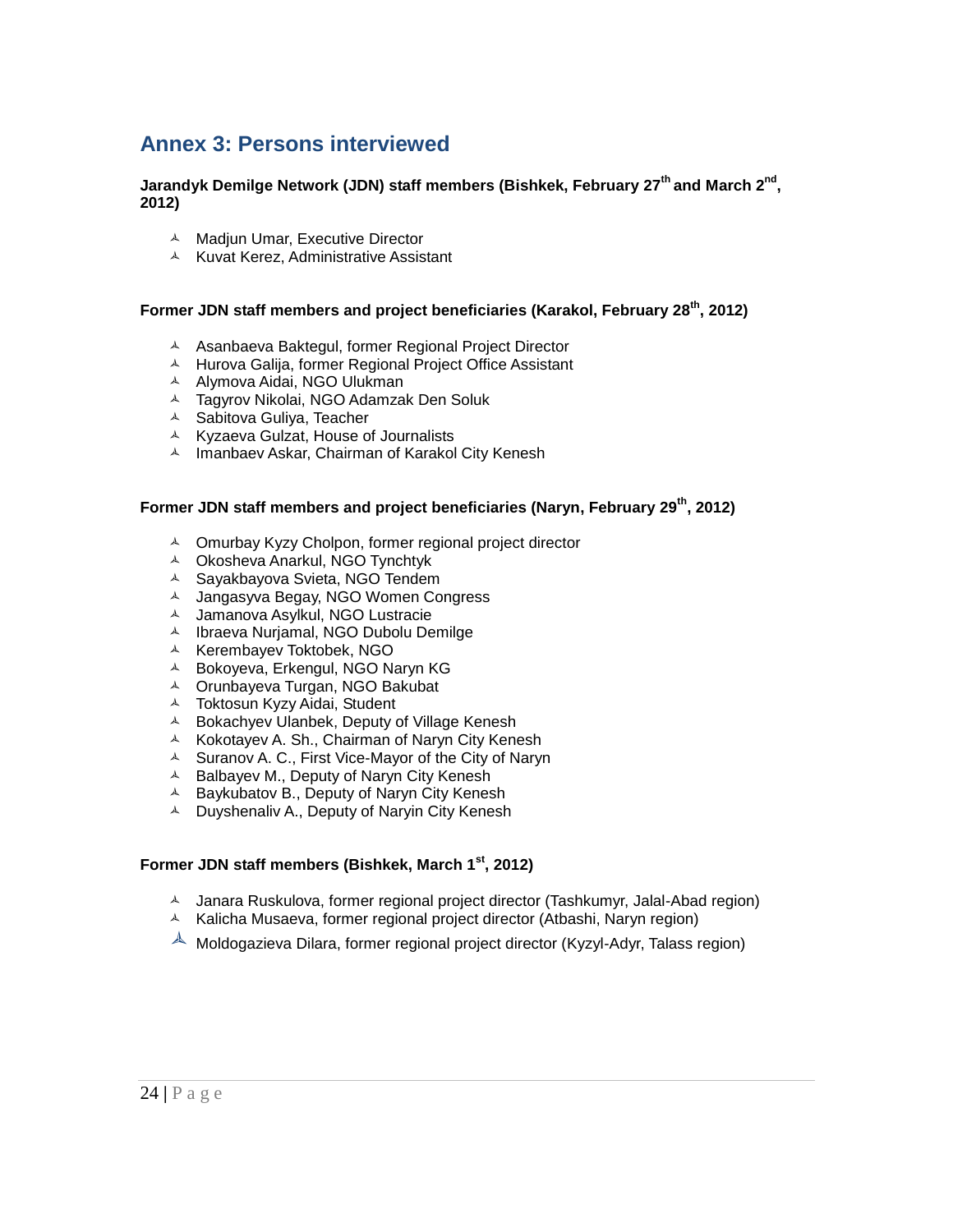## Annex 3: Persons interviewed

**Jarandyk Demilge Network (JDN) staff members (Bishkek, February 27th and March 2nd, 2012)**

- Madjun Umar, Executive Director
- Kuvat Kerez, Administrative Assistant

**Former JDN staff members and project beneficiaries (Karakol, February 28th, 2012)**

- Asanbaeva Baktegul, former Regional Project Director
- Hurova Galija, former Regional Project Office Assistant
- Alymova Aidai, NGO Ulukman
- Tagyrov Nikolai, NGO Adamzak Den Soluk
- Sabitova Guliya, Teacher
- Kyzaeva Gulzat, House of Journalists
- Imanbaev Askar, Chairman of Karakol City Kenesh

**Former JDN staff members and project beneficiaries (Naryn, February 29th, 2012)**

- Omurbay Kyzy Cholpon, former regional project director
- Okosheva Anarkul, NGO Tynchtyk
- Sayakbayova Svieta, NGO Tendem
- Jangasyva Begay, NGO Women Congress
- Jamanova Asylkul, NGO Lustracie
- Ibraeva Nurjamal, NGO Dubolu Demilge
- Kerembayev Toktobek, NGO
- Bokoyeva, Erkengul, NGO Naryn KG
- Orunbayeva Turgan, NGO Bakubat
- Toktosun Kyzy Aidai, Student
- Bokachyev Ulanbek, Deputy of Village Kenesh
- Kokotayev A. Sh., Chairman of Naryn City Kenesh
- Suranov A. C., First Vice-Mayor of the City of Naryn
- Balbayev M., Deputy of Naryn City Kenesh
- Baykubatov B., Deputy of Naryn City Kenesh
- Duyshenaliv A., Deputy of Naryin City Kenesh

**Former JDN staff members (Bishkek, March 1st, 2012)**

- Janara Ruskulova, former regional project director (Tashkumyr, Jalal-Abad region)
- Kalicha Musaeva, former regional project director (Atbashi, Naryn region)
- Moldogazieva Dilara, former regional project director (Kyzyl-Adyr, Talass region)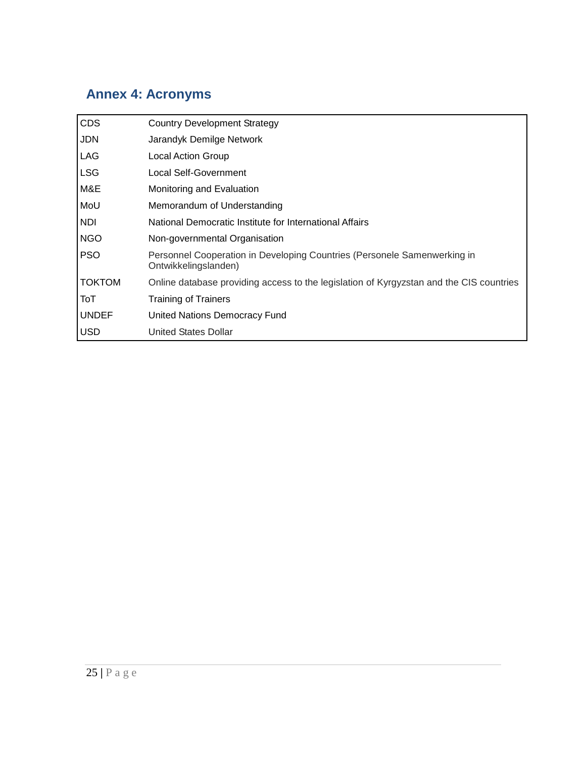## Annex 4: Acronyms

| | |
|---|---|
| CDS | Country Development Strategy |
| JDN | Jarandyk Demilge Network |
| LAG | Local Action Group |
| LSG | Local Self-Government |
| M&E | Monitoring and Evaluation |
| MoU | Memorandum of Understanding |
| NDI | National Democratic Institute for International Affairs |
| NGO | Non-governmental Organisation |
| PSO | Personnel Cooperation in Developing Countries (Personele Samenwerking in Ontwikkelingslanden) |
| TOKTOM | Online database providing access to the legislation of Kyrgyzstan and the CIS countries |
| ToT | Training of Trainers |
| UNDEF | United Nations Democracy Fund |
| USD | United States Dollar |